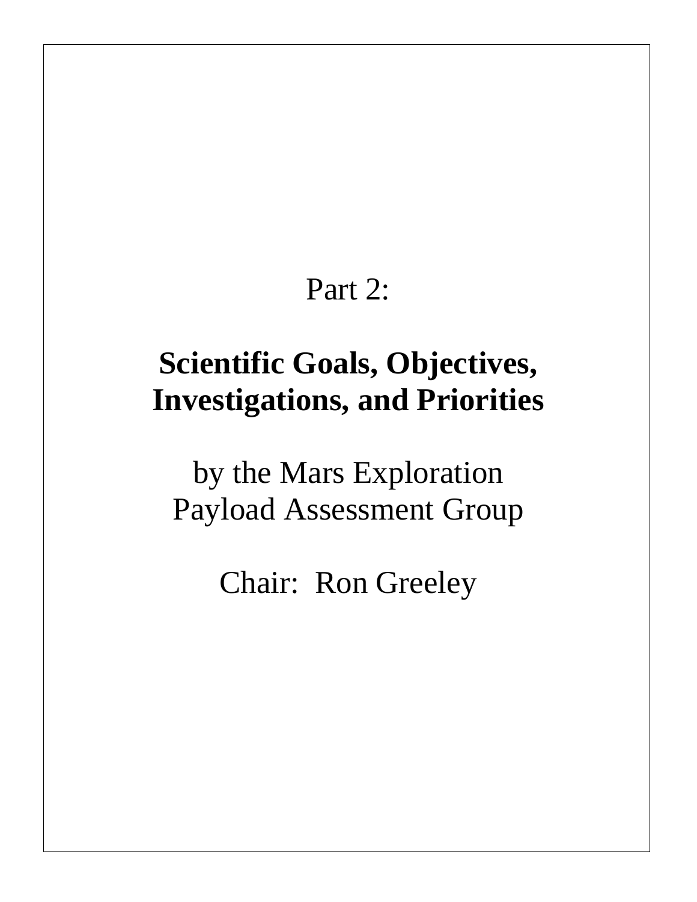Part 2:

# Scientific Goals, Objectives, Investigations, and Priorities

by the Mars Exploration Payload Assessment Group

Chair: Ron Greeley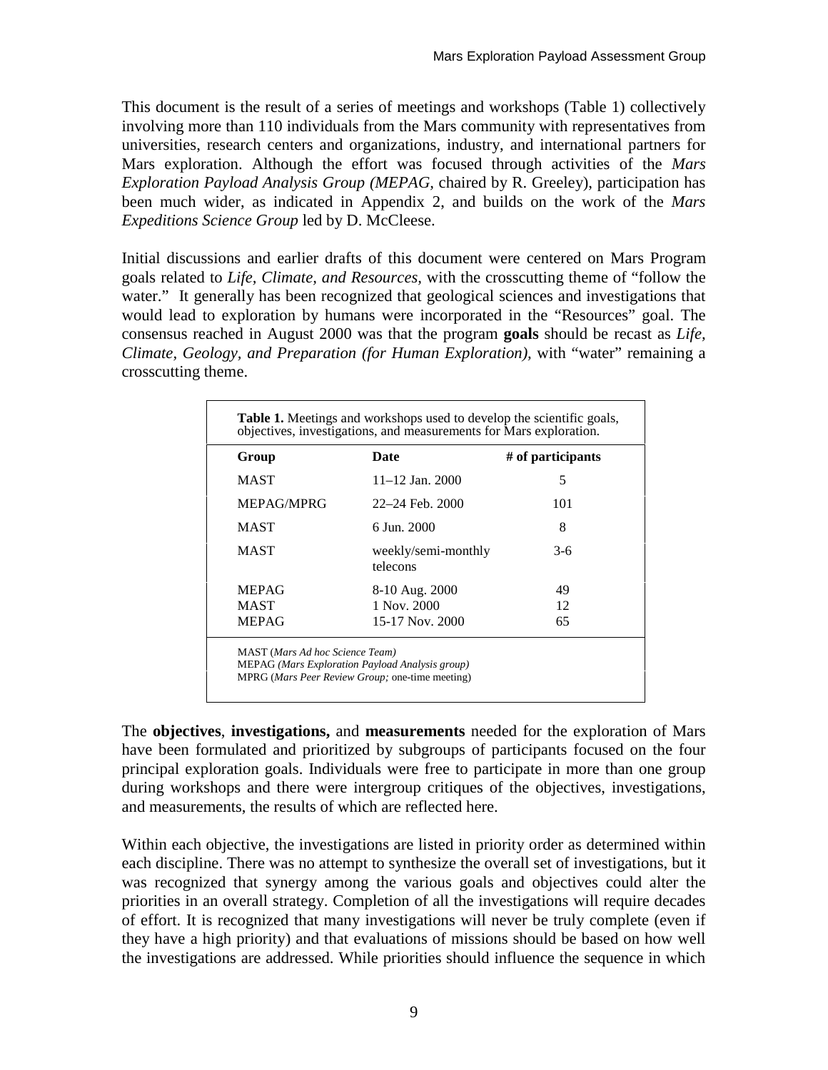This document is the result of a series of meetings and workshops (Table 1) collectively involving more than 110 individuals from the Mars community with representatives from universities, research centers and organizations, industry, and international partners for Mars exploration. Although the effort was focused through activities of the *Mars Exploration Payload Analysis Group (MEPAG,* chaired by R. Greeley), participation has been much wider, as indicated in Appendix 2, and builds on the work of the *Mars Expeditions Science Group* led by D. McCleese.

Initial discussions and earlier drafts of this document were centered on Mars Program goals related to *Life, Climate, and Resources,* with the crosscutting theme of "follow the water." It generally has been recognized that geological sciences and investigations that would lead to exploration by humans were incorporated in the "Resources" goal. The consensus reached in August 2000 was that the program **goals** should be recast as *Life, Climate, Geology, and Preparation (for Human Exploration)*, with "water" remaining a crosscutting theme.

**Table 1.** Meetings and workshops used to develop the scientific goals, objectives, investigations, and measurements for Mars exploration.

| Group | Date | # of participants |
|---|---|---|
| MAST | 11–12 Jan. 2000 | 5 |
| MEPAG/MPRG | 22–24 Feb. 2000 | 101 |
| MAST | 6 Jun. 2000 | 8 |
| MAST | weekly/semi-monthly telecons | 3-6 |
| MEPAG | 8-10 Aug. 2000 | 49 |
| MAST | 1 Nov. 2000 | 12 |
| MEPAG | 15-17 Nov. 2000 | 65 |

MAST (*Mars Ad hoc Science Team)*
MEPAG *(Mars Exploration Payload Analysis group)*
MPRG (*Mars Peer Review Group;* one-time meeting)

The **objectives**, **investigations,** and **measurements** needed for the exploration of Mars have been formulated and prioritized by subgroups of participants focused on the four principal exploration goals. Individuals were free to participate in more than one group during workshops and there were intergroup critiques of the objectives, investigations, and measurements, the results of which are reflected here.

Within each objective, the investigations are listed in priority order as determined within each discipline. There was no attempt to synthesize the overall set of investigations, but it was recognized that synergy among the various goals and objectives could alter the priorities in an overall strategy. Completion of all the investigations will require decades of effort. It is recognized that many investigations will never be truly complete (even if they have a high priority) and that evaluations of missions should be based on how well the investigations are addressed. While priorities should influence the sequence in which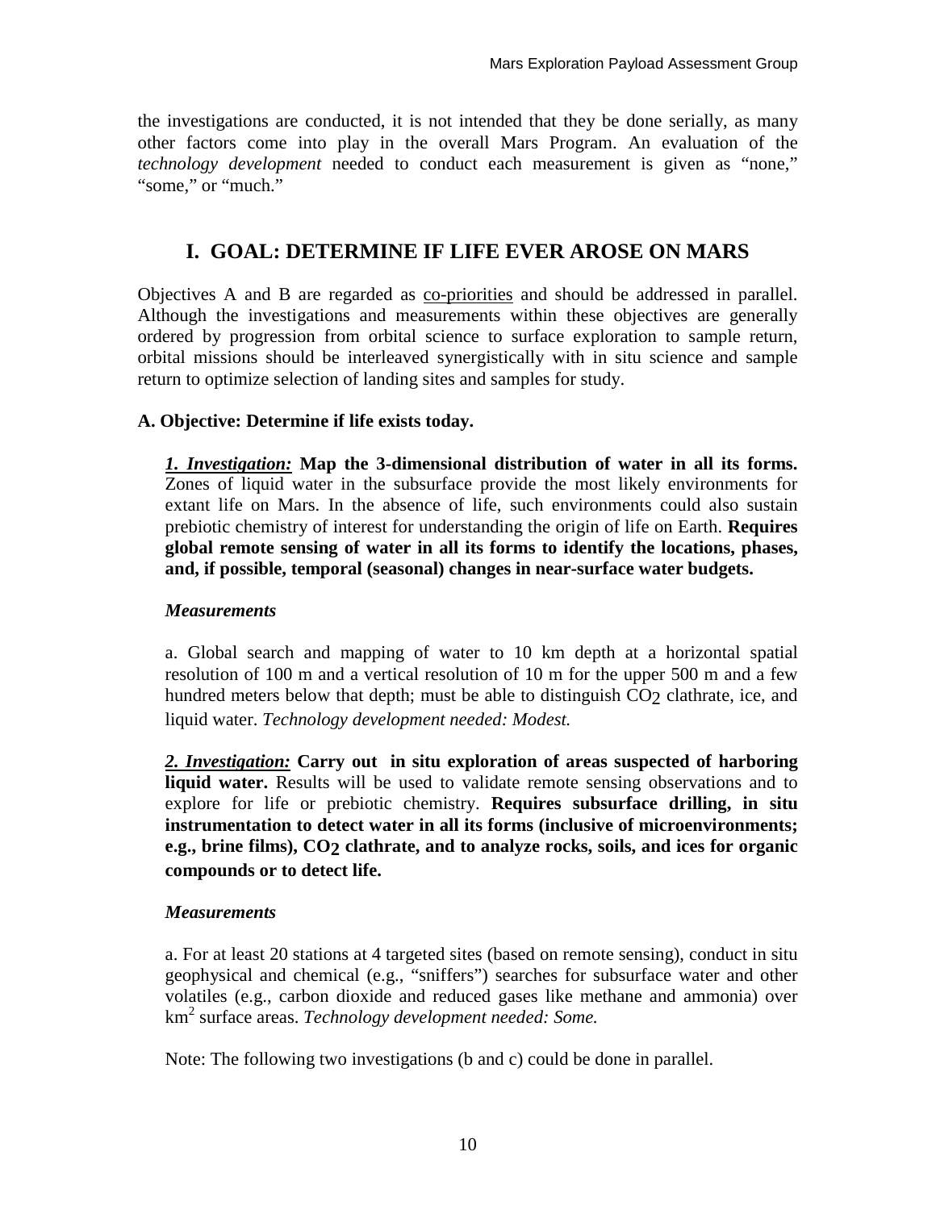the investigations are conducted, it is not intended that they be done serially, as many other factors come into play in the overall Mars Program. An evaluation of the *technology development* needed to conduct each measurement is given as "none," "some," or "much."

## I. GOAL: DETERMINE IF LIFE EVER AROSE ON MARS

Objectives A and B are regarded as co-priorities and should be addressed in parallel. Although the investigations and measurements within these objectives are generally ordered by progression from orbital science to surface exploration to sample return, orbital missions should be interleaved synergistically with in situ science and sample return to optimize selection of landing sites and samples for study.

### A. Objective: Determine if life exists today.

***1. Investigation:*** **Map the 3-dimensional distribution of water in all its forms.** Zones of liquid water in the subsurface provide the most likely environments for extant life on Mars. In the absence of life, such environments could also sustain prebiotic chemistry of interest for understanding the origin of life on Earth. **Requires global remote sensing of water in all its forms to identify the locations, phases, and, if possible, temporal (seasonal) changes in near-surface water budgets.**

***Measurements***

a. Global search and mapping of water to 10 km depth at a horizontal spatial resolution of 100 m and a vertical resolution of 10 m for the upper 500 m and a few hundred meters below that depth; must be able to distinguish $CO_2$ clathrate, ice, and liquid water. *Technology development needed: Modest.*

***2. Investigation:*** **Carry out in situ exploration of areas suspected of harboring liquid water.** Results will be used to validate remote sensing observations and to explore for life or prebiotic chemistry. **Requires subsurface drilling, in situ instrumentation to detect water in all its forms (inclusive of microenvironments; e.g., brine films), $CO_2$ clathrate, and to analyze rocks, soils, and ices for organic compounds or to detect life.**

***Measurements***

a. For at least 20 stations at 4 targeted sites (based on remote sensing), conduct in situ geophysical and chemical (e.g., "sniffers") searches for subsurface water and other volatiles (e.g., carbon dioxide and reduced gases like methane and ammonia) over $km^2$ surface areas. *Technology development needed: Some.*

Note: The following two investigations (b and c) could be done in parallel.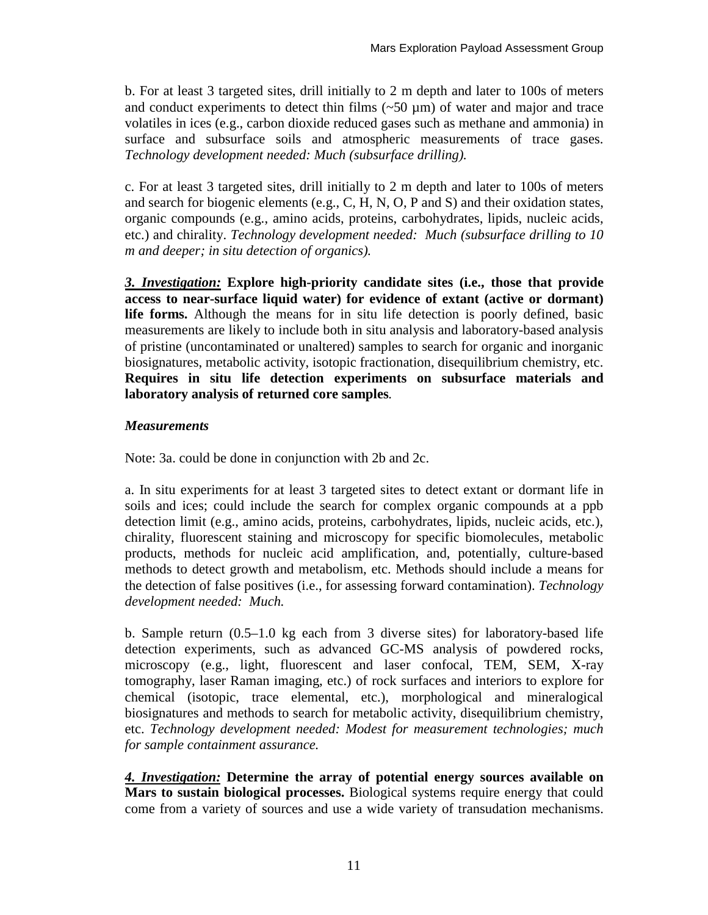b. For at least 3 targeted sites, drill initially to 2 m depth and later to 100s of meters and conduct experiments to detect thin films (~50 µm) of water and major and trace volatiles in ices (e.g., carbon dioxide reduced gases such as methane and ammonia) in surface and subsurface soils and atmospheric measurements of trace gases. *Technology development needed: Much (subsurface drilling).*

c. For at least 3 targeted sites, drill initially to 2 m depth and later to 100s of meters and search for biogenic elements (e.g., C, H, N, O, P and S) and their oxidation states, organic compounds (e.g., amino acids, proteins, carbohydrates, lipids, nucleic acids, etc.) and chirality. *Technology development needed: Much (subsurface drilling to 10 m and deeper; in situ detection of organics).*

***3. Investigation:*** **Explore high-priority candidate sites (i.e., those that provide access to near-surface liquid water) for evidence of extant (active or dormant) life forms.** Although the means for in situ life detection is poorly defined, basic measurements are likely to include both in situ analysis and laboratory-based analysis of pristine (uncontaminated or unaltered) samples to search for organic and inorganic biosignatures, metabolic activity, isotopic fractionation, disequilibrium chemistry, etc. **Requires in situ life detection experiments on subsurface materials and laboratory analysis of returned core samples**.

***Measurements***

Note: 3a. could be done in conjunction with 2b and 2c.

a. In situ experiments for at least 3 targeted sites to detect extant or dormant life in soils and ices; could include the search for complex organic compounds at a ppb detection limit (e.g., amino acids, proteins, carbohydrates, lipids, nucleic acids, etc.), chirality, fluorescent staining and microscopy for specific biomolecules, metabolic products, methods for nucleic acid amplification, and, potentially, culture-based methods to detect growth and metabolism, etc. Methods should include a means for the detection of false positives (i.e., for assessing forward contamination). *Technology development needed: Much.*

b. Sample return (0.5–1.0 kg each from 3 diverse sites) for laboratory-based life detection experiments, such as advanced GC-MS analysis of powdered rocks, microscopy (e.g., light, fluorescent and laser confocal, TEM, SEM, X-ray tomography, laser Raman imaging, etc.) of rock surfaces and interiors to explore for chemical (isotopic, trace elemental, etc.), morphological and mineralogical biosignatures and methods to search for metabolic activity, disequilibrium chemistry, etc. *Technology development needed: Modest for measurement technologies; much for sample containment assurance.*

***4. Investigation:*** **Determine the array of potential energy sources available on Mars to sustain biological processes.** Biological systems require energy that could come from a variety of sources and use a wide variety of transudation mechanisms.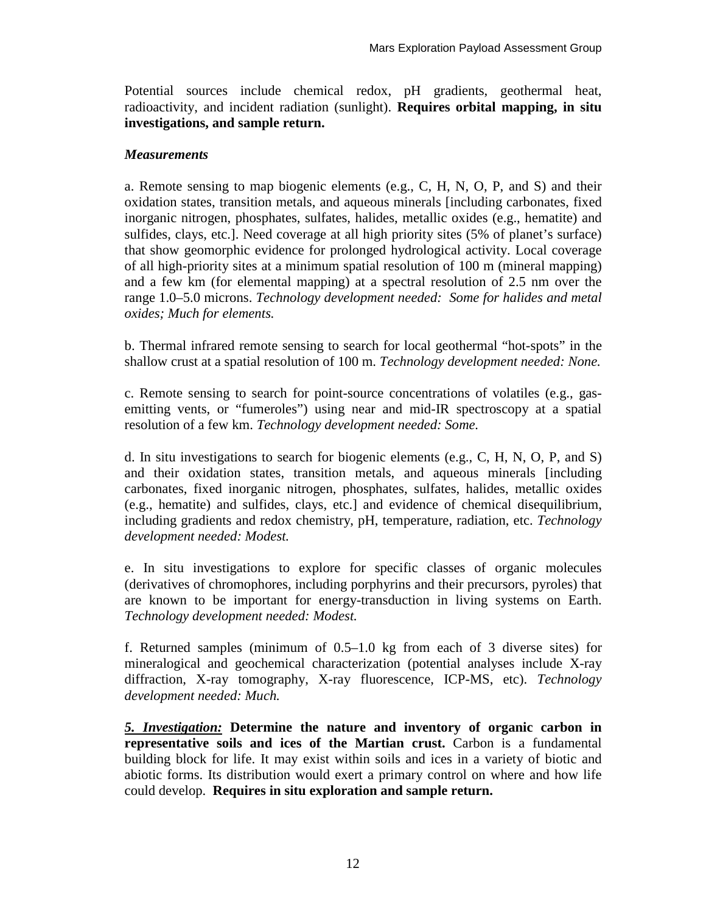Potential sources include chemical redox, pH gradients, geothermal heat, radioactivity, and incident radiation (sunlight). **Requires orbital mapping, in situ investigations, and sample return.**

***Measurements***

a. Remote sensing to map biogenic elements (e.g., C, H, N, O, P, and S) and their oxidation states, transition metals, and aqueous minerals [including carbonates, fixed inorganic nitrogen, phosphates, sulfates, halides, metallic oxides (e.g., hematite) and sulfides, clays, etc.]. Need coverage at all high priority sites (5% of planet's surface) that show geomorphic evidence for prolonged hydrological activity. Local coverage of all high-priority sites at a minimum spatial resolution of 100 m (mineral mapping) and a few km (for elemental mapping) at a spectral resolution of 2.5 nm over the range 1.0–5.0 microns. *Technology development needed: Some for halides and metal oxides; Much for elements.*

b. Thermal infrared remote sensing to search for local geothermal "hot-spots" in the shallow crust at a spatial resolution of 100 m. *Technology development needed: None.*

c. Remote sensing to search for point-source concentrations of volatiles (e.g., gas-emitting vents, or "fumeroles") using near and mid-IR spectroscopy at a spatial resolution of a few km. *Technology development needed: Some.*

d. In situ investigations to search for biogenic elements (e.g., C, H, N, O, P, and S) and their oxidation states, transition metals, and aqueous minerals [including carbonates, fixed inorganic nitrogen, phosphates, sulfates, halides, metallic oxides (e.g., hematite) and sulfides, clays, etc.] and evidence of chemical disequilibrium, including gradients and redox chemistry, pH, temperature, radiation, etc. *Technology development needed: Modest.*

e. In situ investigations to explore for specific classes of organic molecules (derivatives of chromophores, including porphyrins and their precursors, pyroles) that are known to be important for energy-transduction in living systems on Earth. *Technology development needed: Modest.*

f. Returned samples (minimum of 0.5–1.0 kg from each of 3 diverse sites) for mineralogical and geochemical characterization (potential analyses include X-ray diffraction, X-ray tomography, X-ray fluorescence, ICP-MS, etc). *Technology development needed: Much.*

***5. Investigation:*** **Determine the nature and inventory of organic carbon in representative soils and ices of the Martian crust.** Carbon is a fundamental building block for life. It may exist within soils and ices in a variety of biotic and abiotic forms. Its distribution would exert a primary control on where and how life could develop. **Requires in situ exploration and sample return.**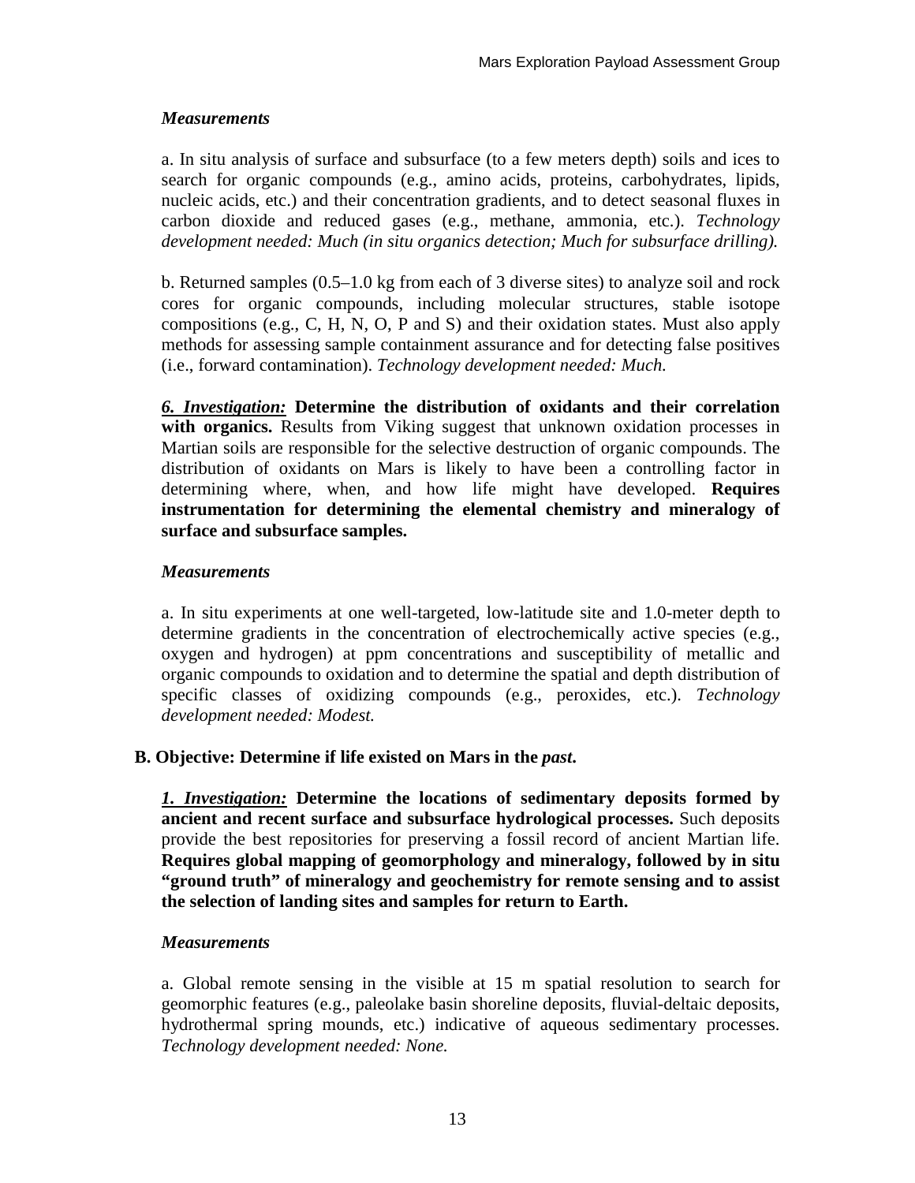*Measurements*

a. In situ analysis of surface and subsurface (to a few meters depth) soils and ices to search for organic compounds (e.g., amino acids, proteins, carbohydrates, lipids, nucleic acids, etc.) and their concentration gradients, and to detect seasonal fluxes in carbon dioxide and reduced gases (e.g., methane, ammonia, etc.). *Technology development needed: Much (in situ organics detection; Much for subsurface drilling).*

b. Returned samples (0.5–1.0 kg from each of 3 diverse sites) to analyze soil and rock cores for organic compounds, including molecular structures, stable isotope compositions (e.g., C, H, N, O, P and S) and their oxidation states. Must also apply methods for assessing sample containment assurance and for detecting false positives (i.e., forward contamination). *Technology development needed: Much.*

***6. Investigation:*** **Determine the distribution of oxidants and their correlation with organics.** Results from Viking suggest that unknown oxidation processes in Martian soils are responsible for the selective destruction of organic compounds. The distribution of oxidants on Mars is likely to have been a controlling factor in determining where, when, and how life might have developed. **Requires instrumentation for determining the elemental chemistry and mineralogy of surface and subsurface samples.**

*Measurements*

a. In situ experiments at one well-targeted, low-latitude site and 1.0-meter depth to determine gradients in the concentration of electrochemically active species (e.g., oxygen and hydrogen) at ppm concentrations and susceptibility of metallic and organic compounds to oxidation and to determine the spatial and depth distribution of specific classes of oxidizing compounds (e.g., peroxides, etc.). *Technology development needed: Modest.*

**B. Objective: Determine if life existed on Mars in the *past*.**

***1. Investigation:*** **Determine the locations of sedimentary deposits formed by ancient and recent surface and subsurface hydrological processes.** Such deposits provide the best repositories for preserving a fossil record of ancient Martian life. **Requires global mapping of geomorphology and mineralogy, followed by in situ "ground truth" of mineralogy and geochemistry for remote sensing and to assist the selection of landing sites and samples for return to Earth.**

*Measurements*

a. Global remote sensing in the visible at 15 m spatial resolution to search for geomorphic features (e.g., paleolake basin shoreline deposits, fluvial-deltaic deposits, hydrothermal spring mounds, etc.) indicative of aqueous sedimentary processes. *Technology development needed: None.*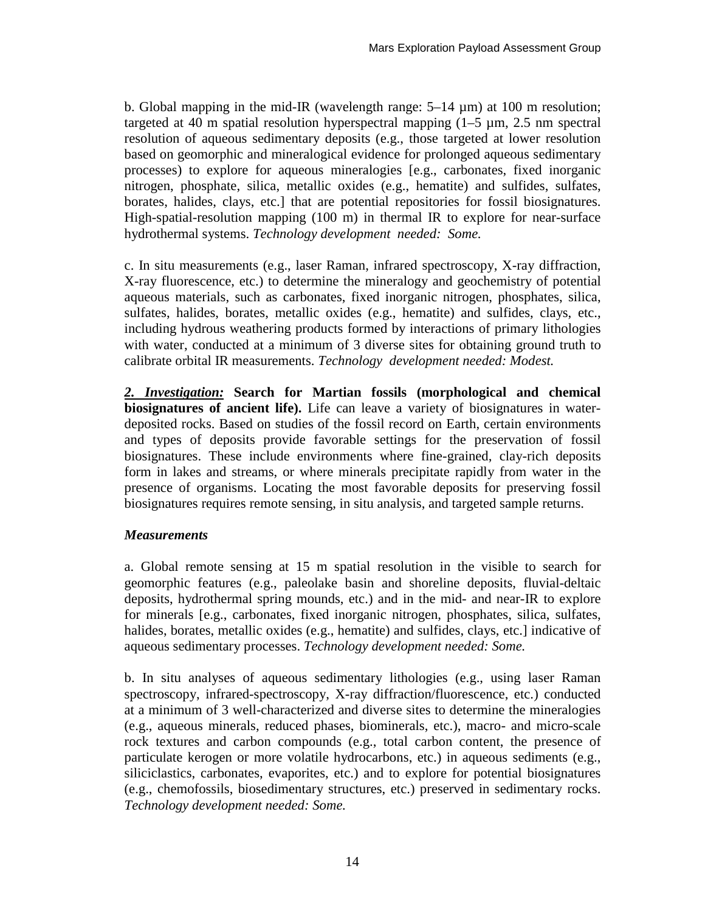b. Global mapping in the mid-IR (wavelength range: 5–14 µm) at 100 m resolution; targeted at 40 m spatial resolution hyperspectral mapping (1–5 µm, 2.5 nm spectral resolution of aqueous sedimentary deposits (e.g., those targeted at lower resolution based on geomorphic and mineralogical evidence for prolonged aqueous sedimentary processes) to explore for aqueous mineralogies [e.g., carbonates, fixed inorganic nitrogen, phosphate, silica, metallic oxides (e.g., hematite) and sulfides, sulfates, borates, halides, clays, etc.] that are potential repositories for fossil biosignatures. High-spatial-resolution mapping (100 m) in thermal IR to explore for near-surface hydrothermal systems. *Technology development needed: Some.*

c. In situ measurements (e.g., laser Raman, infrared spectroscopy, X-ray diffraction, X-ray fluorescence, etc.) to determine the mineralogy and geochemistry of potential aqueous materials, such as carbonates, fixed inorganic nitrogen, phosphates, silica, sulfates, halides, borates, metallic oxides (e.g., hematite) and sulfides, clays, etc., including hydrous weathering products formed by interactions of primary lithologies with water, conducted at a minimum of 3 diverse sites for obtaining ground truth to calibrate orbital IR measurements. *Technology development needed: Modest.*

***2. Investigation:*** **Search for Martian fossils (morphological and chemical biosignatures of ancient life).** Life can leave a variety of biosignatures in water-deposited rocks. Based on studies of the fossil record on Earth, certain environments and types of deposits provide favorable settings for the preservation of fossil biosignatures. These include environments where fine-grained, clay-rich deposits form in lakes and streams, or where minerals precipitate rapidly from water in the presence of organisms. Locating the most favorable deposits for preserving fossil biosignatures requires remote sensing, in situ analysis, and targeted sample returns.

***Measurements***

a. Global remote sensing at 15 m spatial resolution in the visible to search for geomorphic features (e.g., paleolake basin and shoreline deposits, fluvial-deltaic deposits, hydrothermal spring mounds, etc.) and in the mid- and near-IR to explore for minerals [e.g., carbonates, fixed inorganic nitrogen, phosphates, silica, sulfates, halides, borates, metallic oxides (e.g., hematite) and sulfides, clays, etc.] indicative of aqueous sedimentary processes. *Technology development needed: Some.*

b. In situ analyses of aqueous sedimentary lithologies (e.g., using laser Raman spectroscopy, infrared-spectroscopy, X-ray diffraction/fluorescence, etc.) conducted at a minimum of 3 well-characterized and diverse sites to determine the mineralogies (e.g., aqueous minerals, reduced phases, biominerals, etc.), macro- and micro-scale rock textures and carbon compounds (e.g., total carbon content, the presence of particulate kerogen or more volatile hydrocarbons, etc.) in aqueous sediments (e.g., siliciclastics, carbonates, evaporites, etc.) and to explore for potential biosignatures (e.g., chemofossils, biosedimentary structures, etc.) preserved in sedimentary rocks. *Technology development needed: Some.*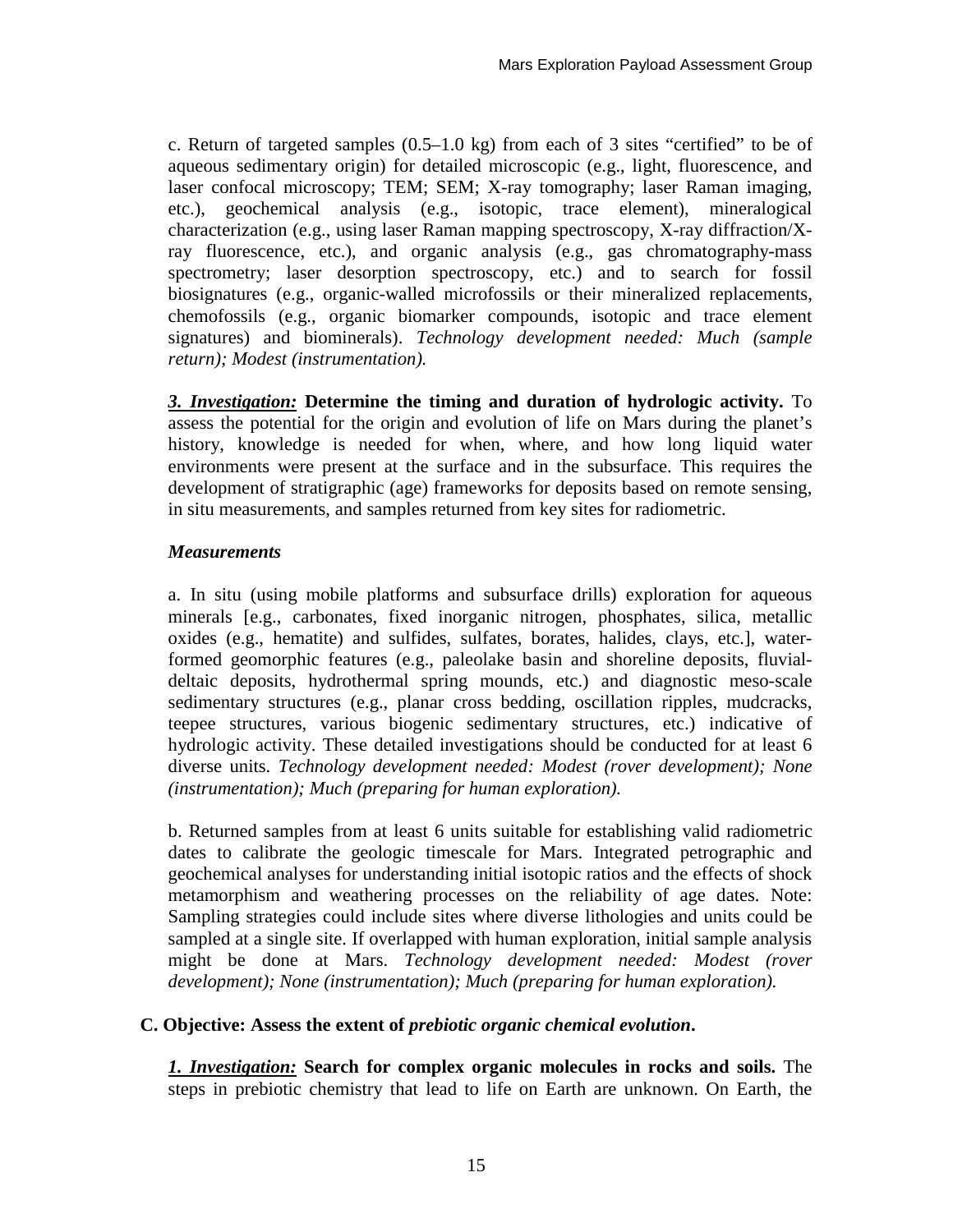c. Return of targeted samples (0.5–1.0 kg) from each of 3 sites "certified" to be of aqueous sedimentary origin) for detailed microscopic (e.g., light, fluorescence, and laser confocal microscopy; TEM; SEM; X-ray tomography; laser Raman imaging, etc.), geochemical analysis (e.g., isotopic, trace element), mineralogical characterization (e.g., using laser Raman mapping spectroscopy, X-ray diffraction/X-ray fluorescence, etc.), and organic analysis (e.g., gas chromatography-mass spectrometry; laser desorption spectroscopy, etc.) and to search for fossil biosignatures (e.g., organic-walled microfossils or their mineralized replacements, chemofossils (e.g., organic biomarker compounds, isotopic and trace element signatures) and biominerals). *Technology development needed: Much (sample return); Modest (instrumentation).*

***3. Investigation:*** **Determine the timing and duration of hydrologic activity.** To assess the potential for the origin and evolution of life on Mars during the planet's history, knowledge is needed for when, where, and how long liquid water environments were present at the surface and in the subsurface. This requires the development of stratigraphic (age) frameworks for deposits based on remote sensing, in situ measurements, and samples returned from key sites for radiometric.

***Measurements***

a. In situ (using mobile platforms and subsurface drills) exploration for aqueous minerals [e.g., carbonates, fixed inorganic nitrogen, phosphates, silica, metallic oxides (e.g., hematite) and sulfides, sulfates, borates, halides, clays, etc.], water-formed geomorphic features (e.g., paleolake basin and shoreline deposits, fluvial-deltaic deposits, hydrothermal spring mounds, etc.) and diagnostic meso-scale sedimentary structures (e.g., planar cross bedding, oscillation ripples, mudcracks, teepee structures, various biogenic sedimentary structures, etc.) indicative of hydrologic activity. These detailed investigations should be conducted for at least 6 diverse units. *Technology development needed: Modest (rover development); None (instrumentation); Much (preparing for human exploration).*

b. Returned samples from at least 6 units suitable for establishing valid radiometric dates to calibrate the geologic timescale for Mars. Integrated petrographic and geochemical analyses for understanding initial isotopic ratios and the effects of shock metamorphism and weathering processes on the reliability of age dates. Note: Sampling strategies could include sites where diverse lithologies and units could be sampled at a single site. If overlapped with human exploration, initial sample analysis might be done at Mars. *Technology development needed: Modest (rover development); None (instrumentation); Much (preparing for human exploration).*

**C. Objective: Assess the extent of *prebiotic organic chemical evolution*.**

***1. Investigation:*** **Search for complex organic molecules in rocks and soils.** The steps in prebiotic chemistry that lead to life on Earth are unknown. On Earth, the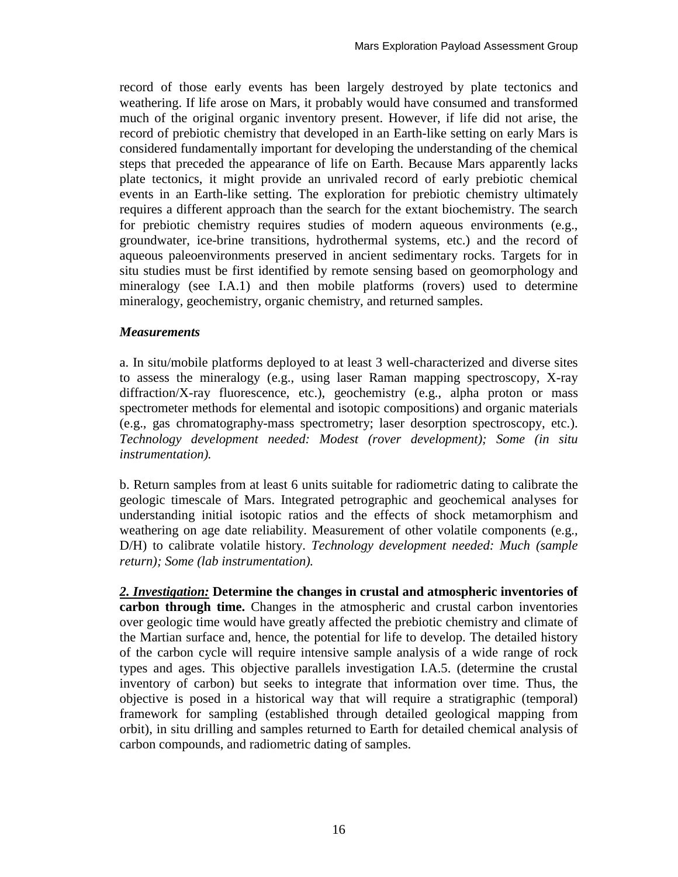record of those early events has been largely destroyed by plate tectonics and weathering. If life arose on Mars, it probably would have consumed and transformed much of the original organic inventory present. However, if life did not arise, the record of prebiotic chemistry that developed in an Earth-like setting on early Mars is considered fundamentally important for developing the understanding of the chemical steps that preceded the appearance of life on Earth. Because Mars apparently lacks plate tectonics, it might provide an unrivaled record of early prebiotic chemical events in an Earth-like setting. The exploration for prebiotic chemistry ultimately requires a different approach than the search for the extant biochemistry. The search for prebiotic chemistry requires studies of modern aqueous environments (e.g., groundwater, ice-brine transitions, hydrothermal systems, etc.) and the record of aqueous paleoenvironments preserved in ancient sedimentary rocks. Targets for in situ studies must be first identified by remote sensing based on geomorphology and mineralogy (see I.A.1) and then mobile platforms (rovers) used to determine mineralogy, geochemistry, organic chemistry, and returned samples.

***Measurements***

a. In situ/mobile platforms deployed to at least 3 well-characterized and diverse sites to assess the mineralogy (e.g., using laser Raman mapping spectroscopy, X-ray diffraction/X-ray fluorescence, etc.), geochemistry (e.g., alpha proton or mass spectrometer methods for elemental and isotopic compositions) and organic materials (e.g., gas chromatography-mass spectrometry; laser desorption spectroscopy, etc.). *Technology development needed: Modest (rover development); Some (in situ instrumentation).*

b. Return samples from at least 6 units suitable for radiometric dating to calibrate the geologic timescale of Mars. Integrated petrographic and geochemical analyses for understanding initial isotopic ratios and the effects of shock metamorphism and weathering on age date reliability. Measurement of other volatile components (e.g., D/H) to calibrate volatile history. *Technology development needed: Much (sample return); Some (lab instrumentation).*

***2. Investigation:*** **Determine the changes in crustal and atmospheric inventories of carbon through time.** Changes in the atmospheric and crustal carbon inventories over geologic time would have greatly affected the prebiotic chemistry and climate of the Martian surface and, hence, the potential for life to develop. The detailed history of the carbon cycle will require intensive sample analysis of a wide range of rock types and ages. This objective parallels investigation I.A.5. (determine the crustal inventory of carbon) but seeks to integrate that information over time. Thus, the objective is posed in a historical way that will require a stratigraphic (temporal) framework for sampling (established through detailed geological mapping from orbit), in situ drilling and samples returned to Earth for detailed chemical analysis of carbon compounds, and radiometric dating of samples.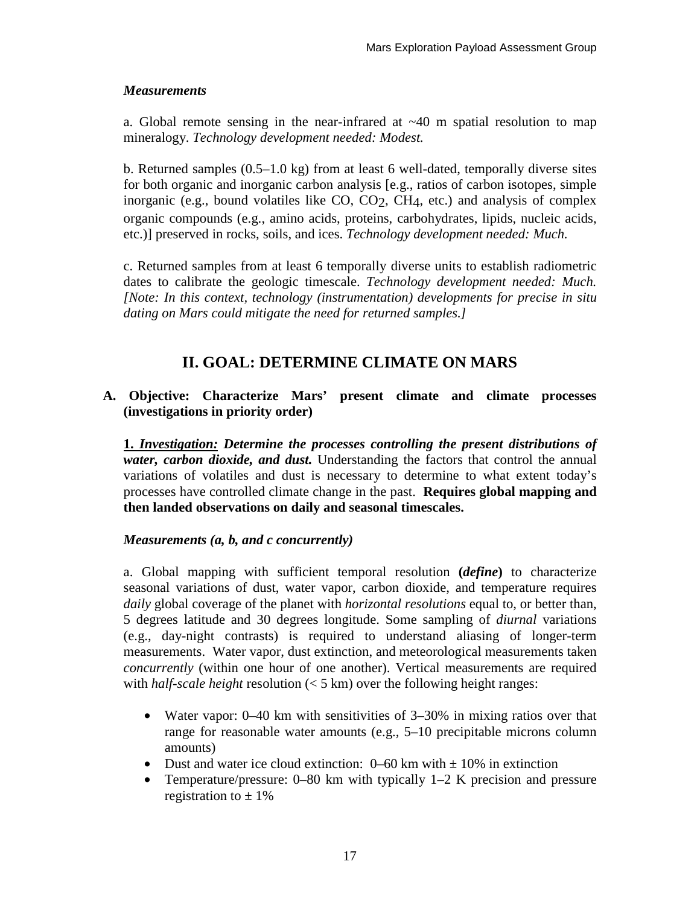*Measurements*

a. Global remote sensing in the near-infrared at ~40 m spatial resolution to map mineralogy. *Technology development needed: Modest.*

b. Returned samples (0.5–1.0 kg) from at least 6 well-dated, temporally diverse sites for both organic and inorganic carbon analysis [e.g., ratios of carbon isotopes, simple inorganic (e.g., bound volatiles like CO, $CO_2$, $CH_4$, etc.) and analysis of complex organic compounds (e.g., amino acids, proteins, carbohydrates, lipids, nucleic acids, etc.)] preserved in rocks, soils, and ices. *Technology development needed: Much.*

c. Returned samples from at least 6 temporally diverse units to establish radiometric dates to calibrate the geologic timescale. *Technology development needed: Much. [Note: In this context, technology (instrumentation) developments for precise in situ dating on Mars could mitigate the need for returned samples.]*

## II. GOAL: DETERMINE CLIMATE ON MARS

### A. Objective: Characterize Mars' present climate and climate processes (investigations in priority order)

**1. *Investigation:* *Determine the processes controlling the present distributions of water, carbon dioxide, and dust.*** Understanding the factors that control the annual variations of volatiles and dust is necessary to determine to what extent today's processes have controlled climate change in the past. **Requires global mapping and then landed observations on daily and seasonal timescales.**

***Measurements (a, b, and c concurrently)***

a. Global mapping with sufficient temporal resolution **(*define*)** to characterize seasonal variations of dust, water vapor, carbon dioxide, and temperature requires *daily* global coverage of the planet with *horizontal resolutions* equal to, or better than, 5 degrees latitude and 30 degrees longitude. Some sampling of *diurnal* variations (e.g., day-night contrasts) is required to understand aliasing of longer-term measurements. Water vapor, dust extinction, and meteorological measurements taken *concurrently* (within one hour of one another). Vertical measurements are required with *half-scale height* resolution (< 5 km) over the following height ranges:

- Water vapor: 0–40 km with sensitivities of 3–30% in mixing ratios over that range for reasonable water amounts (e.g., 5–10 precipitable microns column amounts)
- Dust and water ice cloud extinction: 0–60 km with ± 10% in extinction
- Temperature/pressure: 0–80 km with typically 1–2 K precision and pressure registration to ± 1%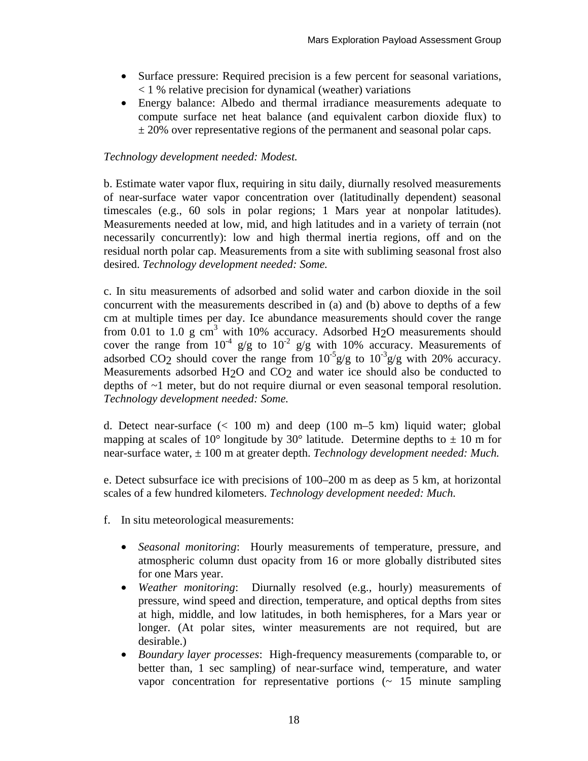- Surface pressure: Required precision is a few percent for seasonal variations, < 1 % relative precision for dynamical (weather) variations
- Energy balance: Albedo and thermal irradiance measurements adequate to compute surface net heat balance (and equivalent carbon dioxide flux) to ± 20% over representative regions of the permanent and seasonal polar caps.

*Technology development needed: Modest.*

b. Estimate water vapor flux, requiring in situ daily, diurnally resolved measurements of near-surface water vapor concentration over (latitudinally dependent) seasonal timescales (e.g., 60 sols in polar regions; 1 Mars year at nonpolar latitudes). Measurements needed at low, mid, and high latitudes and in a variety of terrain (not necessarily concurrently): low and high thermal inertia regions, off and on the residual north polar cap. Measurements from a site with subliming seasonal frost also desired. *Technology development needed: Some.*

c. In situ measurements of adsorbed and solid water and carbon dioxide in the soil concurrent with the measurements described in (a) and (b) above to depths of a few cm at multiple times per day. Ice abundance measurements should cover the range from 0.01 to 1.0 g $cm^3$ with 10% accuracy. Adsorbed $H_2O$ measurements should cover the range from $10^{-4}$ g/g to $10^{-2}$ g/g with 10% accuracy. Measurements of adsorbed $CO_2$ should cover the range from $10^{-5}$g/g to $10^{-3}$g/g with 20% accuracy. Measurements adsorbed $H_2O$ and $CO_2$ and water ice should also be conducted to depths of ~1 meter, but do not require diurnal or even seasonal temporal resolution. *Technology development needed: Some.*

d. Detect near-surface (< 100 m) and deep (100 m–5 km) liquid water; global mapping at scales of 10° longitude by 30° latitude. Determine depths to ± 10 m for near-surface water, ± 100 m at greater depth. *Technology development needed: Much.*

e. Detect subsurface ice with precisions of 100–200 m as deep as 5 km, at horizontal scales of a few hundred kilometers. *Technology development needed: Much.*

f. In situ meteorological measurements:

- *Seasonal monitoring*: Hourly measurements of temperature, pressure, and atmospheric column dust opacity from 16 or more globally distributed sites for one Mars year.
- *Weather monitoring*: Diurnally resolved (e.g., hourly) measurements of pressure, wind speed and direction, temperature, and optical depths from sites at high, middle, and low latitudes, in both hemispheres, for a Mars year or longer. (At polar sites, winter measurements are not required, but are desirable.)
- *Boundary layer processes*: High-frequency measurements (comparable to, or better than, 1 sec sampling) of near-surface wind, temperature, and water vapor concentration for representative portions (~ 15 minute sampling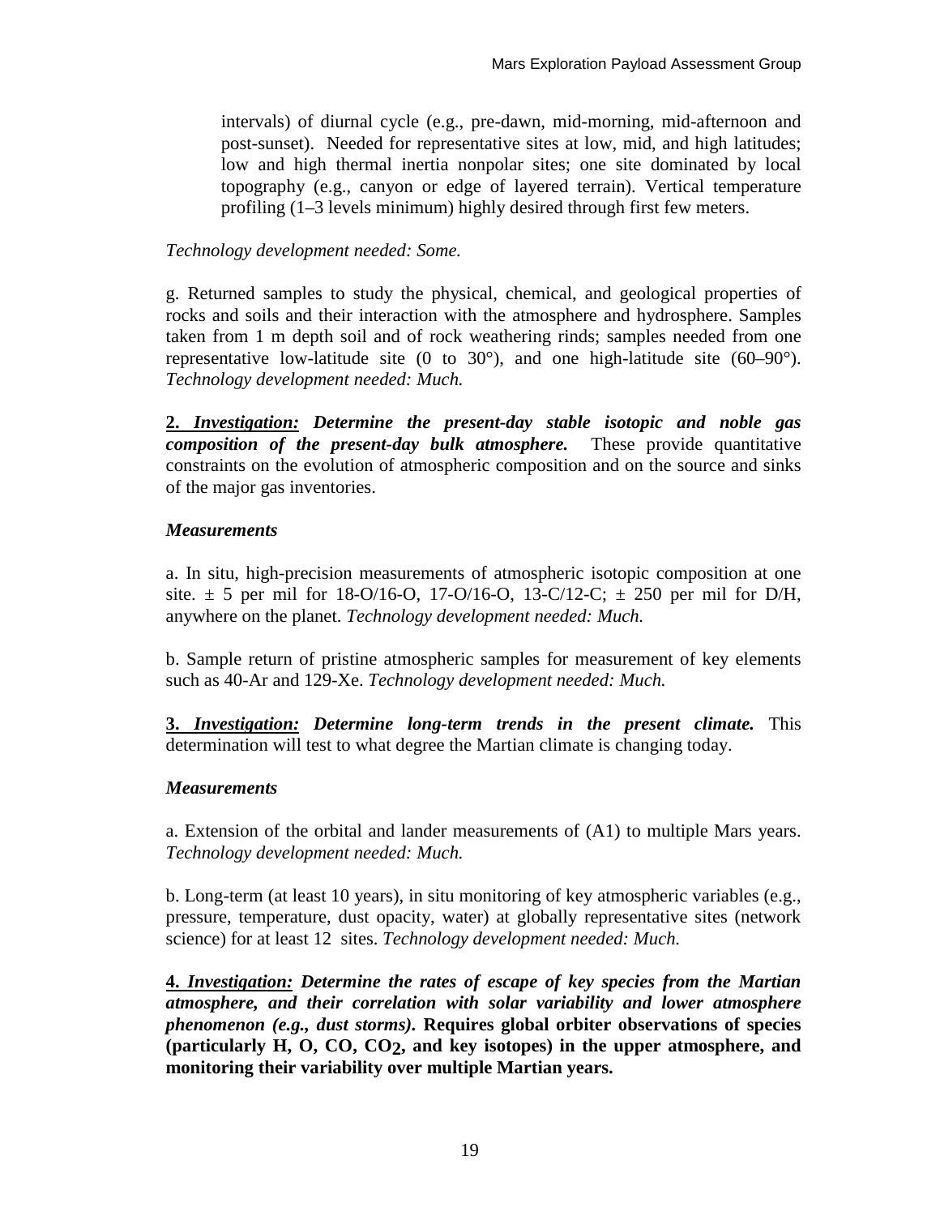intervals) of diurnal cycle (e.g., pre-dawn, mid-morning, mid-afternoon and post-sunset). Needed for representative sites at low, mid, and high latitudes; low and high thermal inertia nonpolar sites; one site dominated by local topography (e.g., canyon or edge of layered terrain). Vertical temperature profiling (1–3 levels minimum) highly desired through first few meters.

*Technology development needed: Some.*

g. Returned samples to study the physical, chemical, and geological properties of rocks and soils and their interaction with the atmosphere and hydrosphere. Samples taken from 1 m depth soil and of rock weathering rinds; samples needed from one representative low-latitude site (0 to 30°), and one high-latitude site (60–90°). *Technology development needed: Much.*

**2. *Investigation:* *Determine the present-day stable isotopic and noble gas composition of the present-day bulk atmosphere.*** These provide quantitative constraints on the evolution of atmospheric composition and on the source and sinks of the major gas inventories.

***Measurements***

a. In situ, high-precision measurements of atmospheric isotopic composition at one site. ± 5 per mil for 18-O/16-O, 17-O/16-O, 13-C/12-C; ± 250 per mil for D/H, anywhere on the planet. *Technology development needed: Much.*

b. Sample return of pristine atmospheric samples for measurement of key elements such as 40-Ar and 129-Xe. *Technology development needed: Much.*

**3. *Investigation:* *Determine long-term trends in the present climate.*** This determination will test to what degree the Martian climate is changing today.

***Measurements***

a. Extension of the orbital and lander measurements of (A1) to multiple Mars years. *Technology development needed: Much.*

b. Long-term (at least 10 years), in situ monitoring of key atmospheric variables (e.g., pressure, temperature, dust opacity, water) at globally representative sites (network science) for at least 12 sites. *Technology development needed: Much.*

**4. *Investigation:* *Determine the rates of escape of key species from the Martian atmosphere, and their correlation with solar variability and lower atmosphere phenomenon (e.g., dust storms).* Requires global orbiter observations of species (particularly H, O, CO, $CO_2$, and key isotopes) in the upper atmosphere, and monitoring their variability over multiple Martian years.**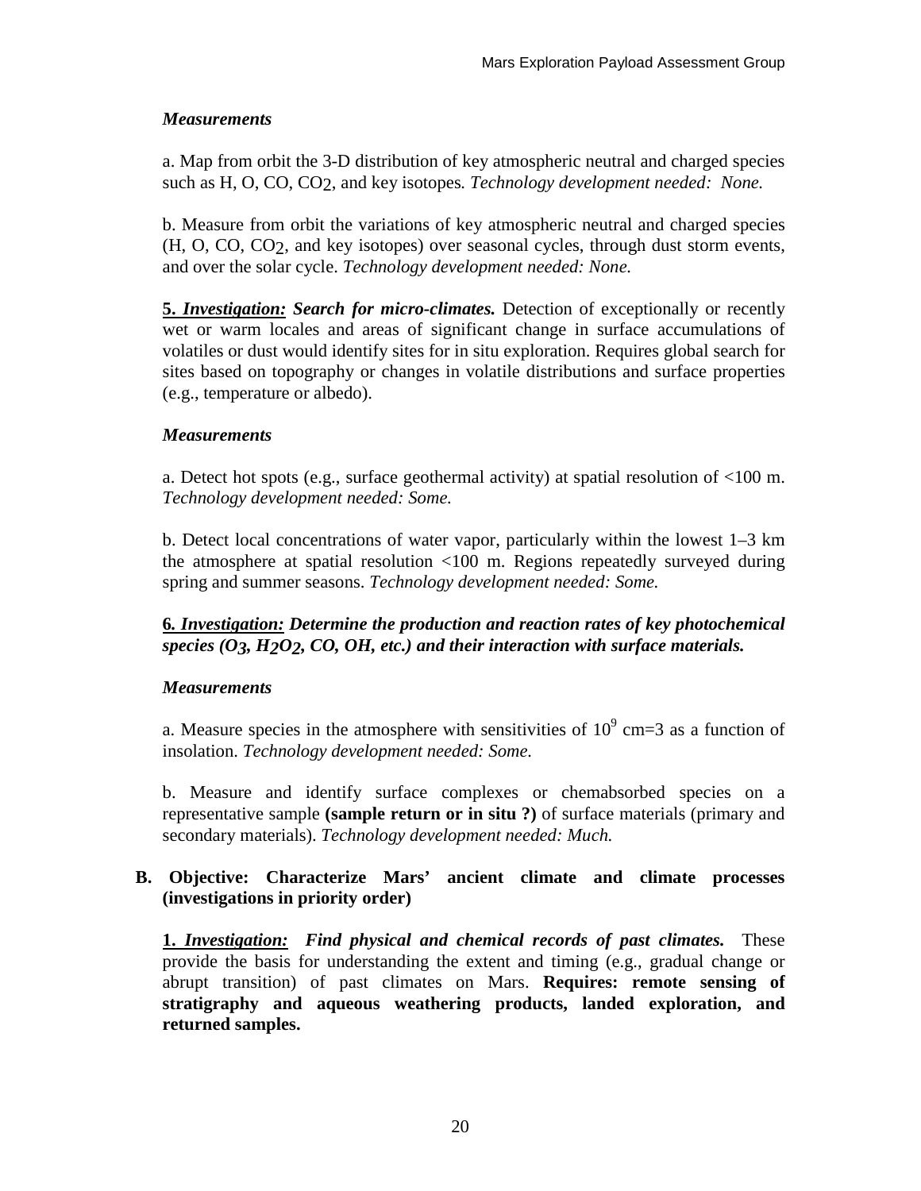***Measurements***

a. Map from orbit the 3-D distribution of key atmospheric neutral and charged species such as H, O, CO, $CO_2$, and key isotopes*. Technology development needed: None.*

b. Measure from orbit the variations of key atmospheric neutral and charged species (H, O, CO, $CO_2$, and key isotopes) over seasonal cycles, through dust storm events, and over the solar cycle. *Technology development needed: None.*

**5*. <u>Investigation:</u> Search for micro-climates.*** Detection of exceptionally or recently wet or warm locales and areas of significant change in surface accumulations of volatiles or dust would identify sites for in situ exploration. Requires global search for sites based on topography or changes in volatile distributions and surface properties (e.g., temperature or albedo).

***Measurements***

a. Detect hot spots (e.g., surface geothermal activity) at spatial resolution of <100 m. *Technology development needed: Some.*

b. Detect local concentrations of water vapor, particularly within the lowest 1–3 km the atmosphere at spatial resolution <100 m. Regions repeatedly surveyed during spring and summer seasons. *Technology development needed: Some.*

**6*. <u>Investigation:</u> Determine the production and reaction rates of key photochemical species ($O_3$, $H_2O_2$, CO, OH, etc.) and their interaction with surface materials.***

***Measurements***

a. Measure species in the atmosphere with sensitivities of $10^9$ cm=3 as a function of insolation. *Technology development needed: Some.*

b. Measure and identify surface complexes or chemabsorbed species on a representative sample **(sample return or in situ ?)** of surface materials (primary and secondary materials). *Technology development needed: Much.*

## B. Objective: Characterize Mars' ancient climate and climate processes (investigations in priority order)

**1*. <u>Investigation:</u> Find physical and chemical records of past climates.*** These provide the basis for understanding the extent and timing (e.g., gradual change or abrupt transition) of past climates on Mars. **Requires: remote sensing of stratigraphy and aqueous weathering products, landed exploration, and returned samples.**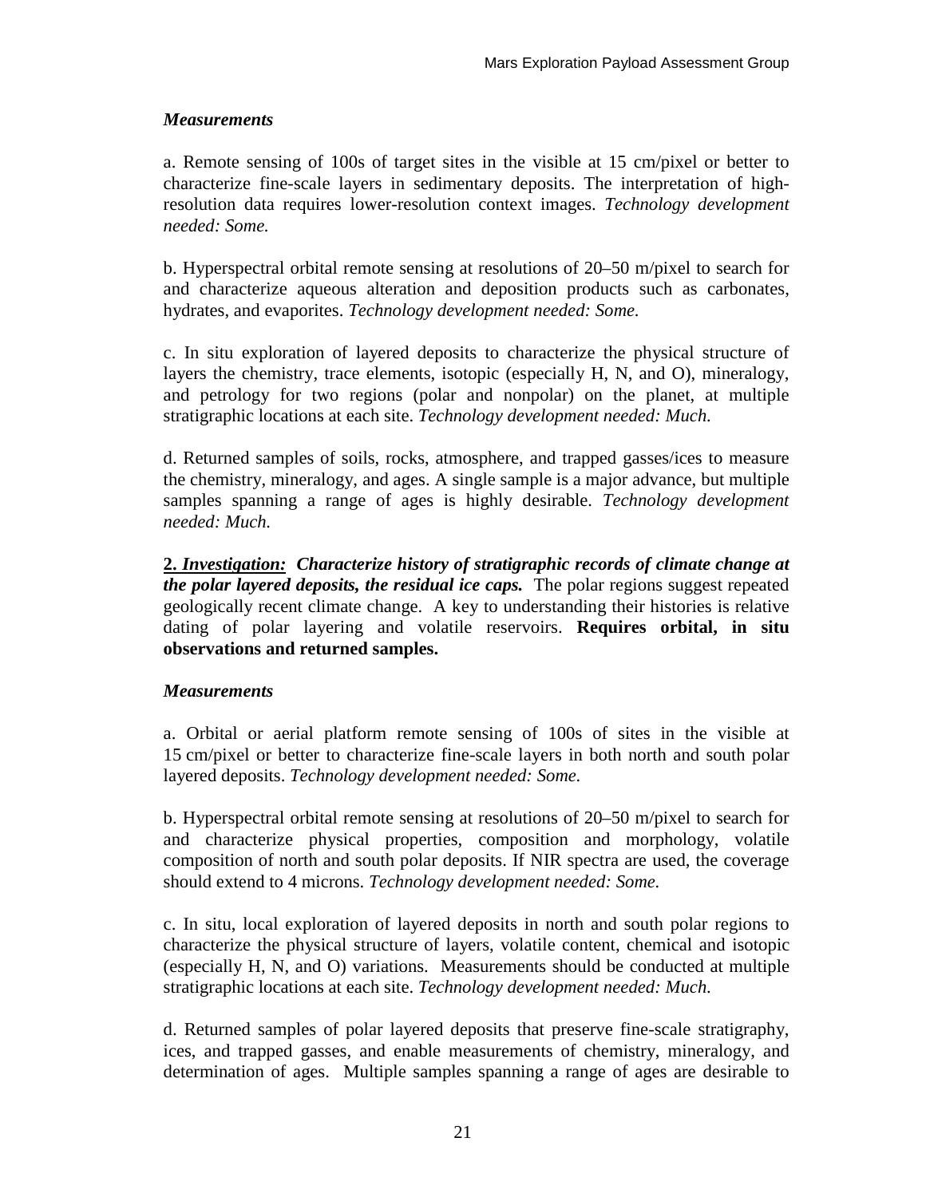*Measurements*

a. Remote sensing of 100s of target sites in the visible at 15 cm/pixel or better to characterize fine-scale layers in sedimentary deposits. The interpretation of high-resolution data requires lower-resolution context images. *Technology development needed: Some.*

b. Hyperspectral orbital remote sensing at resolutions of 20–50 m/pixel to search for and characterize aqueous alteration and deposition products such as carbonates, hydrates, and evaporites. *Technology development needed: Some.*

c. In situ exploration of layered deposits to characterize the physical structure of layers the chemistry, trace elements, isotopic (especially H, N, and O), mineralogy, and petrology for two regions (polar and nonpolar) on the planet, at multiple stratigraphic locations at each site. *Technology development needed: Much.*

d. Returned samples of soils, rocks, atmosphere, and trapped gasses/ices to measure the chemistry, mineralogy, and ages. A single sample is a major advance, but multiple samples spanning a range of ages is highly desirable. *Technology development needed: Much.*

**2. *Investigation:* *Characterize history of stratigraphic records of climate change at the polar layered deposits, the residual ice caps.*** The polar regions suggest repeated geologically recent climate change. A key to understanding their histories is relative dating of polar layering and volatile reservoirs. **Requires orbital, in situ observations and returned samples.**

*Measurements*

a. Orbital or aerial platform remote sensing of 100s of sites in the visible at 15 cm/pixel or better to characterize fine-scale layers in both north and south polar layered deposits. *Technology development needed: Some.*

b. Hyperspectral orbital remote sensing at resolutions of 20–50 m/pixel to search for and characterize physical properties, composition and morphology, volatile composition of north and south polar deposits. If NIR spectra are used, the coverage should extend to 4 microns. *Technology development needed: Some.*

c. In situ, local exploration of layered deposits in north and south polar regions to characterize the physical structure of layers, volatile content, chemical and isotopic (especially H, N, and O) variations. Measurements should be conducted at multiple stratigraphic locations at each site. *Technology development needed: Much.*

d. Returned samples of polar layered deposits that preserve fine-scale stratigraphy, ices, and trapped gasses, and enable measurements of chemistry, mineralogy, and determination of ages. Multiple samples spanning a range of ages are desirable to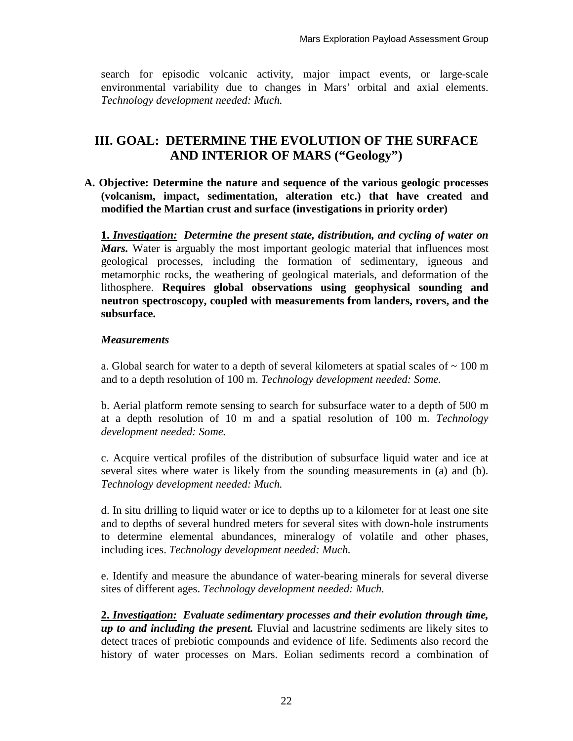search for episodic volcanic activity, major impact events, or large-scale environmental variability due to changes in Mars' orbital and axial elements. *Technology development needed: Much.*

## III. GOAL: DETERMINE THE EVOLUTION OF THE SURFACE AND INTERIOR OF MARS ("Geology")

### A. Objective: Determine the nature and sequence of the various geologic processes (volcanism, impact, sedimentation, alteration etc.) that have created and modified the Martian crust and surface (investigations in priority order)

**1. *Investigation:* *Determine the present state, distribution, and cycling of water on Mars.*** Water is arguably the most important geologic material that influences most geological processes, including the formation of sedimentary, igneous and metamorphic rocks, the weathering of geological materials, and deformation of the lithosphere. **Requires global observations using geophysical sounding and neutron spectroscopy, coupled with measurements from landers, rovers, and the subsurface.**

***Measurements***

a. Global search for water to a depth of several kilometers at spatial scales of ~ 100 m and to a depth resolution of 100 m. *Technology development needed: Some.*

b. Aerial platform remote sensing to search for subsurface water to a depth of 500 m at a depth resolution of 10 m and a spatial resolution of 100 m. *Technology development needed: Some.*

c. Acquire vertical profiles of the distribution of subsurface liquid water and ice at several sites where water is likely from the sounding measurements in (a) and (b). *Technology development needed: Much.*

d. In situ drilling to liquid water or ice to depths up to a kilometer for at least one site and to depths of several hundred meters for several sites with down-hole instruments to determine elemental abundances, mineralogy of volatile and other phases, including ices. *Technology development needed: Much.*

e. Identify and measure the abundance of water-bearing minerals for several diverse sites of different ages. *Technology development needed: Much.*

**2. *Investigation:* *Evaluate sedimentary processes and their evolution through time, up to and including the present.*** Fluvial and lacustrine sediments are likely sites to detect traces of prebiotic compounds and evidence of life. Sediments also record the history of water processes on Mars. Eolian sediments record a combination of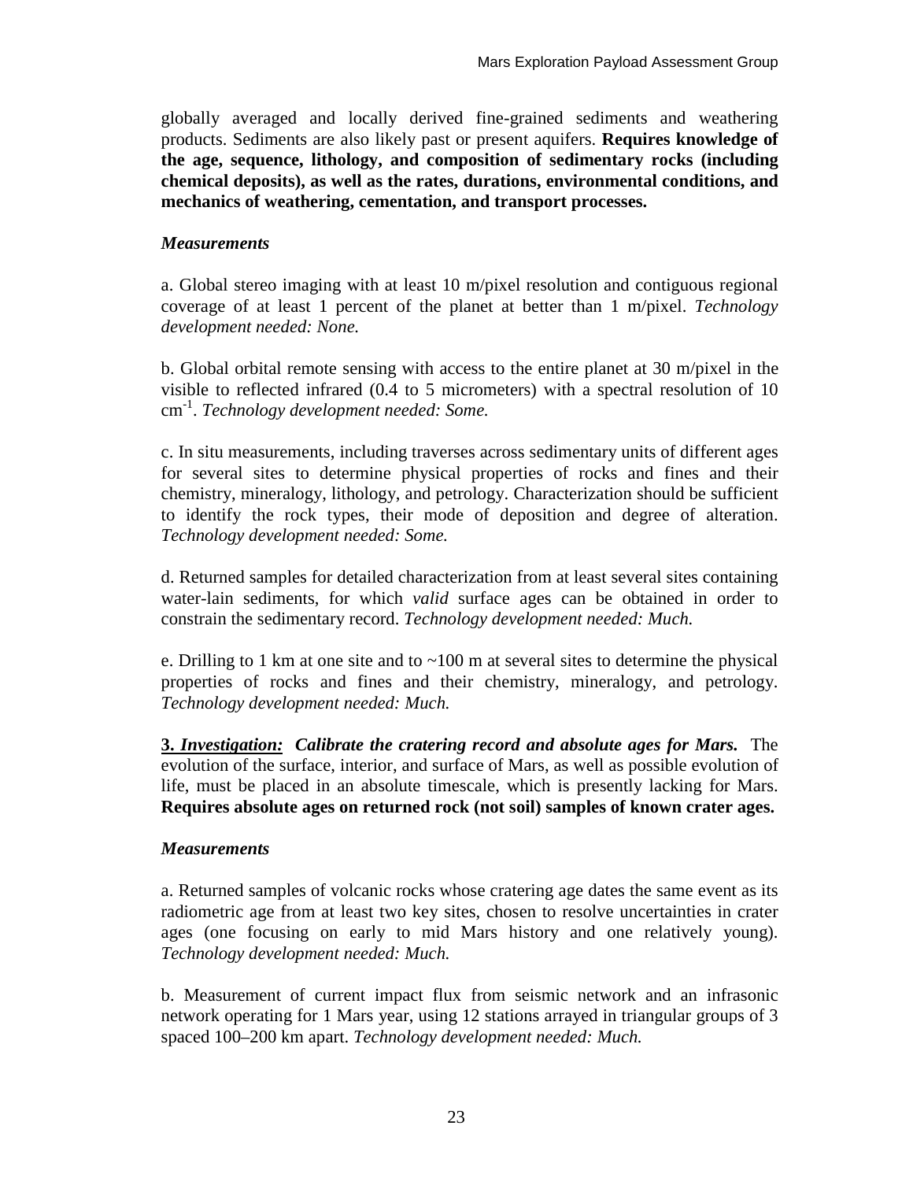globally averaged and locally derived fine-grained sediments and weathering products. Sediments are also likely past or present aquifers. **Requires knowledge of the age, sequence, lithology, and composition of sedimentary rocks (including chemical deposits), as well as the rates, durations, environmental conditions, and mechanics of weathering, cementation, and transport processes.**

***Measurements***

a. Global stereo imaging with at least 10 m/pixel resolution and contiguous regional coverage of at least 1 percent of the planet at better than 1 m/pixel. *Technology development needed: None.*

b. Global orbital remote sensing with access to the entire planet at 30 m/pixel in the visible to reflected infrared (0.4 to 5 micrometers) with a spectral resolution of 10 $cm^{-1}$. *Technology development needed: Some.*

c. In situ measurements, including traverses across sedimentary units of different ages for several sites to determine physical properties of rocks and fines and their chemistry, mineralogy, lithology, and petrology. Characterization should be sufficient to identify the rock types, their mode of deposition and degree of alteration. *Technology development needed: Some.*

d. Returned samples for detailed characterization from at least several sites containing water-lain sediments, for which *valid* surface ages can be obtained in order to constrain the sedimentary record. *Technology development needed: Much.*

e. Drilling to 1 km at one site and to ~100 m at several sites to determine the physical properties of rocks and fines and their chemistry, mineralogy, and petrology. *Technology development needed: Much.*

**3. *Investigation:*** ***Calibrate the cratering record and absolute ages for Mars.*** The evolution of the surface, interior, and surface of Mars, as well as possible evolution of life, must be placed in an absolute timescale, which is presently lacking for Mars. **Requires absolute ages on returned rock (not soil) samples of known crater ages.**

***Measurements***

a. Returned samples of volcanic rocks whose cratering age dates the same event as its radiometric age from at least two key sites, chosen to resolve uncertainties in crater ages (one focusing on early to mid Mars history and one relatively young). *Technology development needed: Much.*

b. Measurement of current impact flux from seismic network and an infrasonic network operating for 1 Mars year, using 12 stations arrayed in triangular groups of 3 spaced 100–200 km apart. *Technology development needed: Much.*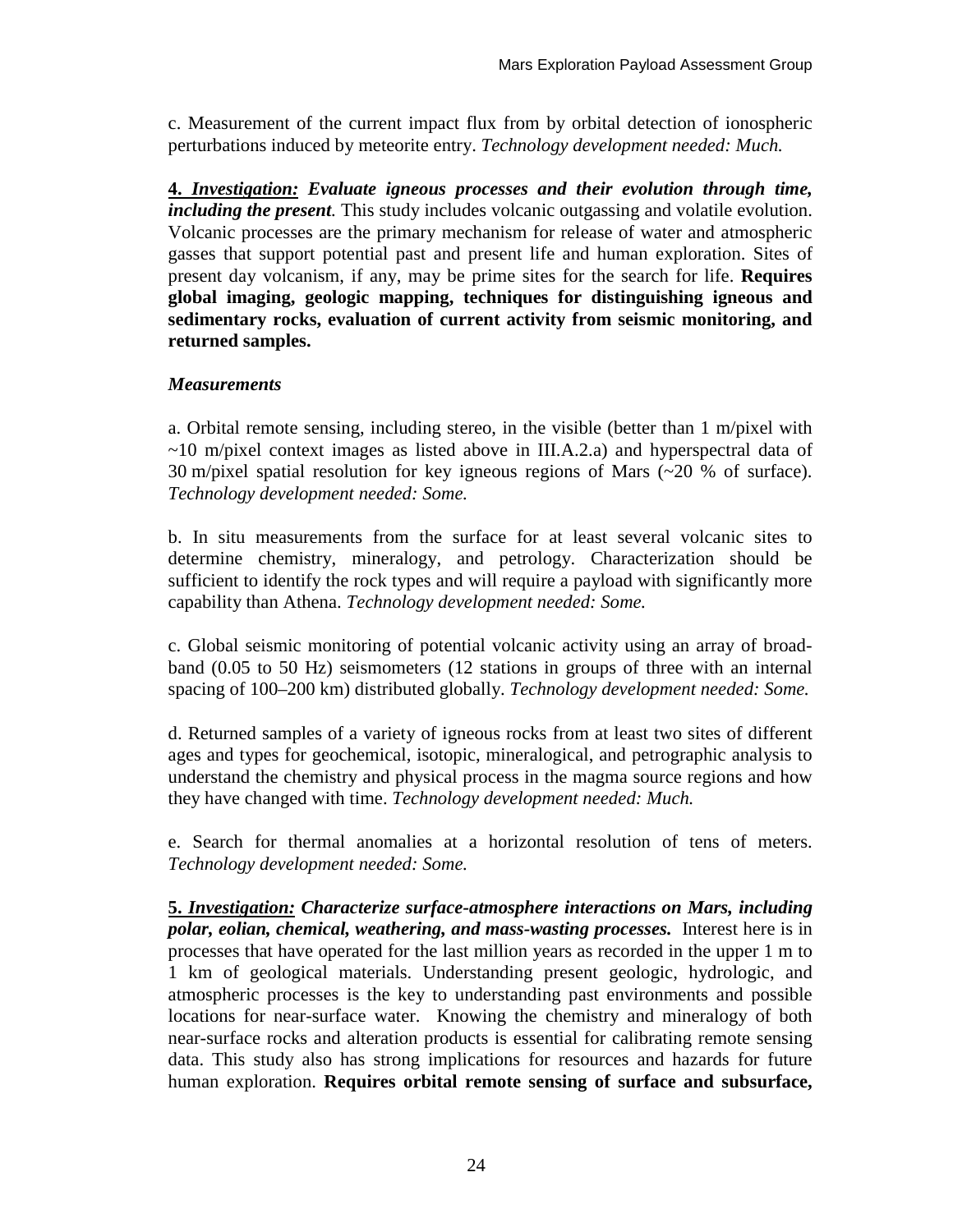c. Measurement of the current impact flux from by orbital detection of ionospheric perturbations induced by meteorite entry. *Technology development needed: Much.*

**4. *Investigation:* *Evaluate igneous processes and their evolution through time, including the present*.** This study includes volcanic outgassing and volatile evolution. Volcanic processes are the primary mechanism for release of water and atmospheric gasses that support potential past and present life and human exploration. Sites of present day volcanism, if any, may be prime sites for the search for life. **Requires global imaging, geologic mapping, techniques for distinguishing igneous and sedimentary rocks, evaluation of current activity from seismic monitoring, and returned samples.**

***Measurements***

a. Orbital remote sensing, including stereo, in the visible (better than 1 m/pixel with ~10 m/pixel context images as listed above in III.A.2.a) and hyperspectral data of 30 m/pixel spatial resolution for key igneous regions of Mars (~20 % of surface). *Technology development needed: Some.*

b. In situ measurements from the surface for at least several volcanic sites to determine chemistry, mineralogy, and petrology. Characterization should be sufficient to identify the rock types and will require a payload with significantly more capability than Athena. *Technology development needed: Some.*

c. Global seismic monitoring of potential volcanic activity using an array of broad-band (0.05 to 50 Hz) seismometers (12 stations in groups of three with an internal spacing of 100–200 km) distributed globally. *Technology development needed: Some.*

d. Returned samples of a variety of igneous rocks from at least two sites of different ages and types for geochemical, isotopic, mineralogical, and petrographic analysis to understand the chemistry and physical process in the magma source regions and how they have changed with time. *Technology development needed: Much.*

e. Search for thermal anomalies at a horizontal resolution of tens of meters. *Technology development needed: Some.*

**5. *Investigation:* *Characterize surface-atmosphere interactions on Mars, including polar, eolian, chemical, weathering, and mass-wasting processes.*** Interest here is in processes that have operated for the last million years as recorded in the upper 1 m to 1 km of geological materials. Understanding present geologic, hydrologic, and atmospheric processes is the key to understanding past environments and possible locations for near-surface water. Knowing the chemistry and mineralogy of both near-surface rocks and alteration products is essential for calibrating remote sensing data. This study also has strong implications for resources and hazards for future human exploration. **Requires orbital remote sensing of surface and subsurface,**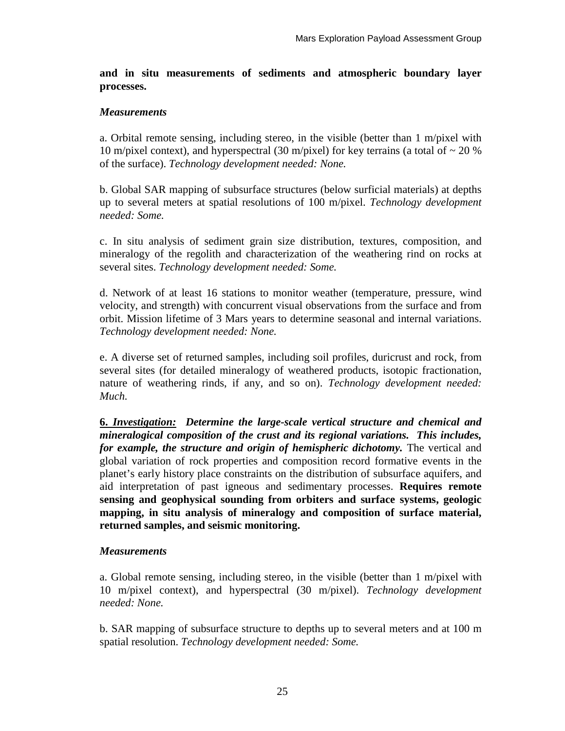**and in situ measurements of sediments and atmospheric boundary layer processes.**

***Measurements***

a. Orbital remote sensing, including stereo, in the visible (better than 1 m/pixel with 10 m/pixel context), and hyperspectral (30 m/pixel) for key terrains (a total of ~ 20 % of the surface). *Technology development needed: None.*

b. Global SAR mapping of subsurface structures (below surficial materials) at depths up to several meters at spatial resolutions of 100 m/pixel. *Technology development needed: Some.*

c. In situ analysis of sediment grain size distribution, textures, composition, and mineralogy of the regolith and characterization of the weathering rind on rocks at several sites. *Technology development needed: Some.*

d. Network of at least 16 stations to monitor weather (temperature, pressure, wind velocity, and strength) with concurrent visual observations from the surface and from orbit. Mission lifetime of 3 Mars years to determine seasonal and internal variations. *Technology development needed: None.*

e. A diverse set of returned samples, including soil profiles, duricrust and rock, from several sites (for detailed mineralogy of weathered products, isotopic fractionation, nature of weathering rinds, if any, and so on). *Technology development needed: Much.*

**6. *Investigation:* *Determine the large-scale vertical structure and chemical and mineralogical composition of the crust and its regional variations. This includes, for example, the structure and origin of hemispheric dichotomy.*** The vertical and global variation of rock properties and composition record formative events in the planet's early history place constraints on the distribution of subsurface aquifers, and aid interpretation of past igneous and sedimentary processes. **Requires remote sensing and geophysical sounding from orbiters and surface systems, geologic mapping, in situ analysis of mineralogy and composition of surface material, returned samples, and seismic monitoring.**

***Measurements***

a. Global remote sensing, including stereo, in the visible (better than 1 m/pixel with 10 m/pixel context), and hyperspectral (30 m/pixel). *Technology development needed: None.*

b. SAR mapping of subsurface structure to depths up to several meters and at 100 m spatial resolution. *Technology development needed: Some.*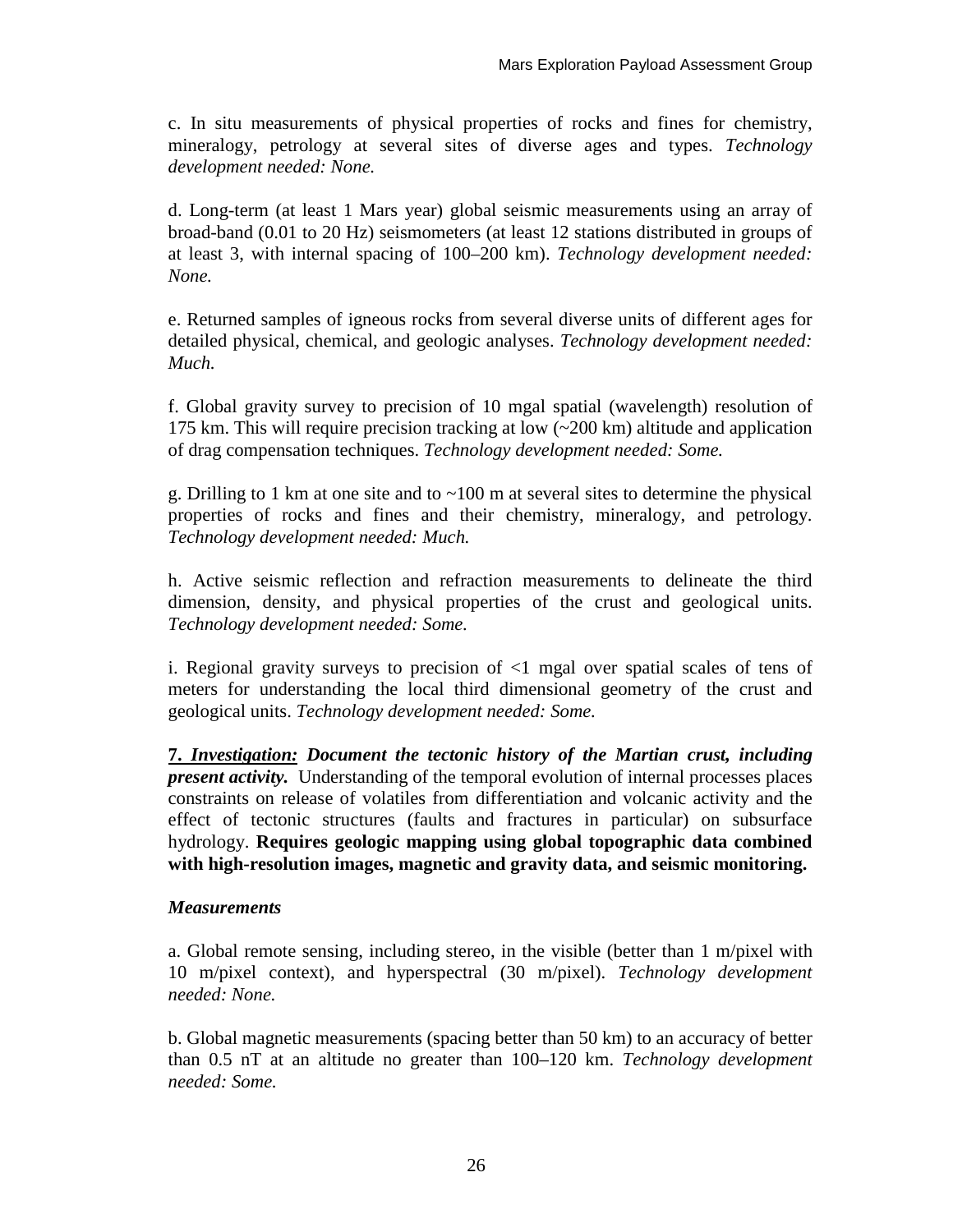c. In situ measurements of physical properties of rocks and fines for chemistry, mineralogy, petrology at several sites of diverse ages and types. *Technology development needed: None.*

d. Long-term (at least 1 Mars year) global seismic measurements using an array of broad-band (0.01 to 20 Hz) seismometers (at least 12 stations distributed in groups of at least 3, with internal spacing of 100–200 km). *Technology development needed: None.*

e. Returned samples of igneous rocks from several diverse units of different ages for detailed physical, chemical, and geologic analyses. *Technology development needed: Much.*

f. Global gravity survey to precision of 10 mgal spatial (wavelength) resolution of 175 km. This will require precision tracking at low (~200 km) altitude and application of drag compensation techniques. *Technology development needed: Some.*

g. Drilling to 1 km at one site and to ~100 m at several sites to determine the physical properties of rocks and fines and their chemistry, mineralogy, and petrology. *Technology development needed: Much.*

h. Active seismic reflection and refraction measurements to delineate the third dimension, density, and physical properties of the crust and geological units. *Technology development needed: Some.*

i. Regional gravity surveys to precision of <1 mgal over spatial scales of tens of meters for understanding the local third dimensional geometry of the crust and geological units. *Technology development needed: Some.*

**7. *Investigation:* *Document the tectonic history of the Martian crust, including present activity.*** Understanding of the temporal evolution of internal processes places constraints on release of volatiles from differentiation and volcanic activity and the effect of tectonic structures (faults and fractures in particular) on subsurface hydrology. **Requires geologic mapping using global topographic data combined with high-resolution images, magnetic and gravity data, and seismic monitoring.**

***Measurements***

a. Global remote sensing, including stereo, in the visible (better than 1 m/pixel with 10 m/pixel context), and hyperspectral (30 m/pixel). *Technology development needed: None.*

b. Global magnetic measurements (spacing better than 50 km) to an accuracy of better than 0.5 nT at an altitude no greater than 100–120 km. *Technology development needed: Some.*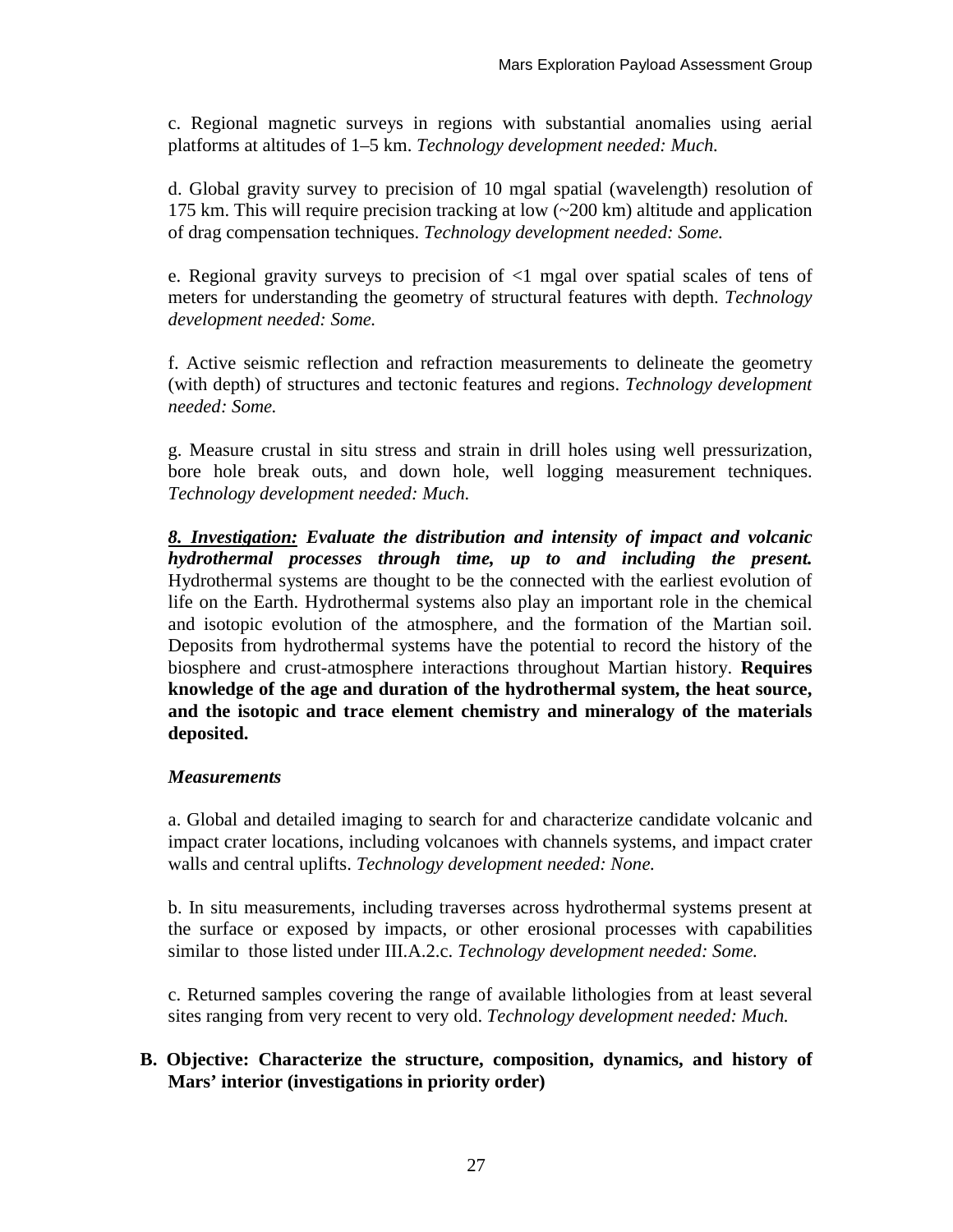c. Regional magnetic surveys in regions with substantial anomalies using aerial platforms at altitudes of 1–5 km. *Technology development needed: Much.*

d. Global gravity survey to precision of 10 mgal spatial (wavelength) resolution of 175 km. This will require precision tracking at low (~200 km) altitude and application of drag compensation techniques. *Technology development needed: Some.*

e. Regional gravity surveys to precision of <1 mgal over spatial scales of tens of meters for understanding the geometry of structural features with depth. *Technology development needed: Some.*

f. Active seismic reflection and refraction measurements to delineate the geometry (with depth) of structures and tectonic features and regions. *Technology development needed: Some.*

g. Measure crustal in situ stress and strain in drill holes using well pressurization, bore hole break outs, and down hole, well logging measurement techniques. *Technology development needed: Much.*

***8. Investigation:*** ***Evaluate the distribution and intensity of impact and volcanic hydrothermal processes through time, up to and including the present.*** Hydrothermal systems are thought to be the connected with the earliest evolution of life on the Earth. Hydrothermal systems also play an important role in the chemical and isotopic evolution of the atmosphere, and the formation of the Martian soil. Deposits from hydrothermal systems have the potential to record the history of the biosphere and crust-atmosphere interactions throughout Martian history. **Requires knowledge of the age and duration of the hydrothermal system, the heat source, and the isotopic and trace element chemistry and mineralogy of the materials deposited.**

***Measurements***

a. Global and detailed imaging to search for and characterize candidate volcanic and impact crater locations, including volcanoes with channels systems, and impact crater walls and central uplifts. *Technology development needed: None.*

b. In situ measurements, including traverses across hydrothermal systems present at the surface or exposed by impacts, or other erosional processes with capabilities similar to those listed under III.A.2.c. *Technology development needed: Some.*

c. Returned samples covering the range of available lithologies from at least several sites ranging from very recent to very old. *Technology development needed: Much.*

**B. Objective: Characterize the structure, composition, dynamics, and history of Mars' interior (investigations in priority order)**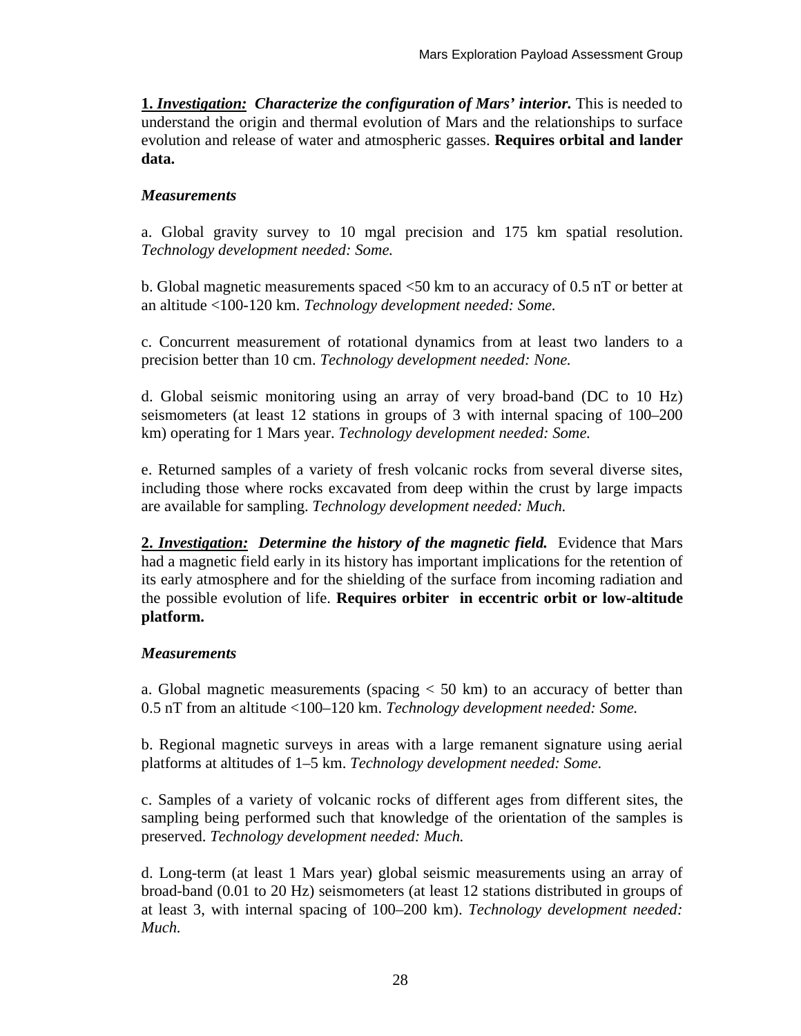**1. *Investigation:* *Characterize the configuration of Mars' interior.*** This is needed to understand the origin and thermal evolution of Mars and the relationships to surface evolution and release of water and atmospheric gasses. **Requires orbital and lander data.**

***Measurements***

a. Global gravity survey to 10 mgal precision and 175 km spatial resolution. *Technology development needed: Some.*

b. Global magnetic measurements spaced <50 km to an accuracy of 0.5 nT or better at an altitude <100-120 km. *Technology development needed: Some.*

c. Concurrent measurement of rotational dynamics from at least two landers to a precision better than 10 cm. *Technology development needed: None.*

d. Global seismic monitoring using an array of very broad-band (DC to 10 Hz) seismometers (at least 12 stations in groups of 3 with internal spacing of 100–200 km) operating for 1 Mars year. *Technology development needed: Some.*

e. Returned samples of a variety of fresh volcanic rocks from several diverse sites, including those where rocks excavated from deep within the crust by large impacts are available for sampling. *Technology development needed: Much.*

**2. *Investigation:* *Determine the history of the magnetic field.*** Evidence that Mars had a magnetic field early in its history has important implications for the retention of its early atmosphere and for the shielding of the surface from incoming radiation and the possible evolution of life. **Requires orbiter in eccentric orbit or low-altitude platform.**

***Measurements***

a. Global magnetic measurements (spacing < 50 km) to an accuracy of better than 0.5 nT from an altitude <100–120 km. *Technology development needed: Some.*

b. Regional magnetic surveys in areas with a large remanent signature using aerial platforms at altitudes of 1–5 km. *Technology development needed: Some.*

c. Samples of a variety of volcanic rocks of different ages from different sites, the sampling being performed such that knowledge of the orientation of the samples is preserved. *Technology development needed: Much.*

d. Long-term (at least 1 Mars year) global seismic measurements using an array of broad-band (0.01 to 20 Hz) seismometers (at least 12 stations distributed in groups of at least 3, with internal spacing of 100–200 km). *Technology development needed: Much.*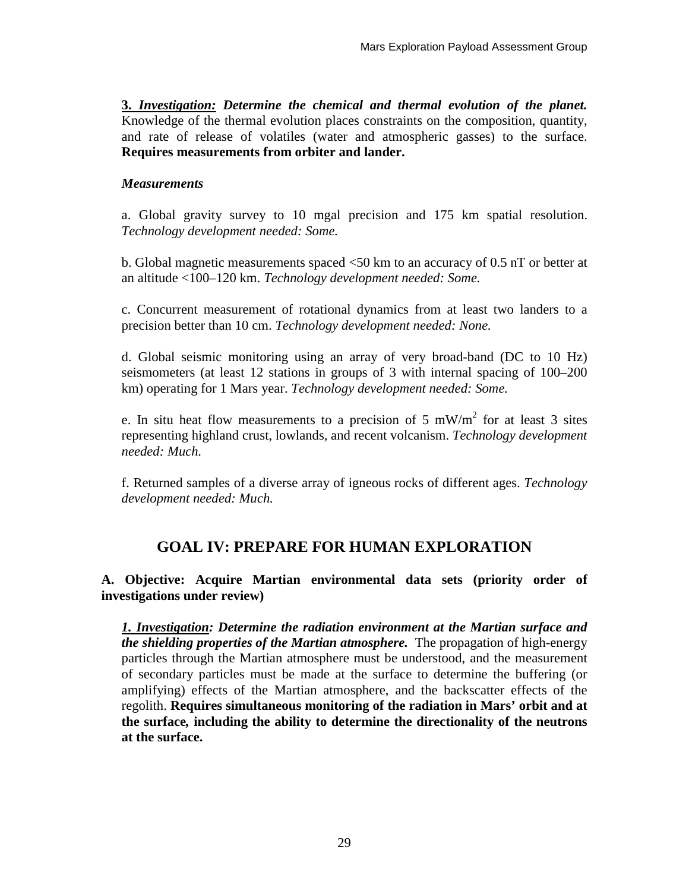**3. *Investigation:* *Determine the chemical and thermal evolution of the planet.*** Knowledge of the thermal evolution places constraints on the composition, quantity, and rate of release of volatiles (water and atmospheric gasses) to the surface. **Requires measurements from orbiter and lander.**

***Measurements***

a. Global gravity survey to 10 mgal precision and 175 km spatial resolution. *Technology development needed: Some.*

b. Global magnetic measurements spaced <50 km to an accuracy of 0.5 nT or better at an altitude <100–120 km. *Technology development needed: Some.*

c. Concurrent measurement of rotational dynamics from at least two landers to a precision better than 10 cm. *Technology development needed: None.*

d. Global seismic monitoring using an array of very broad-band (DC to 10 Hz) seismometers (at least 12 stations in groups of 3 with internal spacing of 100–200 km) operating for 1 Mars year. *Technology development needed: Some.*

e. In situ heat flow measurements to a precision of 5 $mW/m^2$ for at least 3 sites representing highland crust, lowlands, and recent volcanism. *Technology development needed: Much.*

f. Returned samples of a diverse array of igneous rocks of different ages. *Technology development needed: Much.*

## GOAL IV: PREPARE FOR HUMAN EXPLORATION

**A. Objective: Acquire Martian environmental data sets (priority order of investigations under review)**

***1. Investigation: Determine the radiation environment at the Martian surface and the shielding properties of the Martian atmosphere.*** The propagation of high-energy particles through the Martian atmosphere must be understood, and the measurement of secondary particles must be made at the surface to determine the buffering (or amplifying) effects of the Martian atmosphere, and the backscatter effects of the regolith. **Requires simultaneous monitoring of the radiation in Mars' orbit and at the surface, including the ability to determine the directionality of the neutrons at the surface.**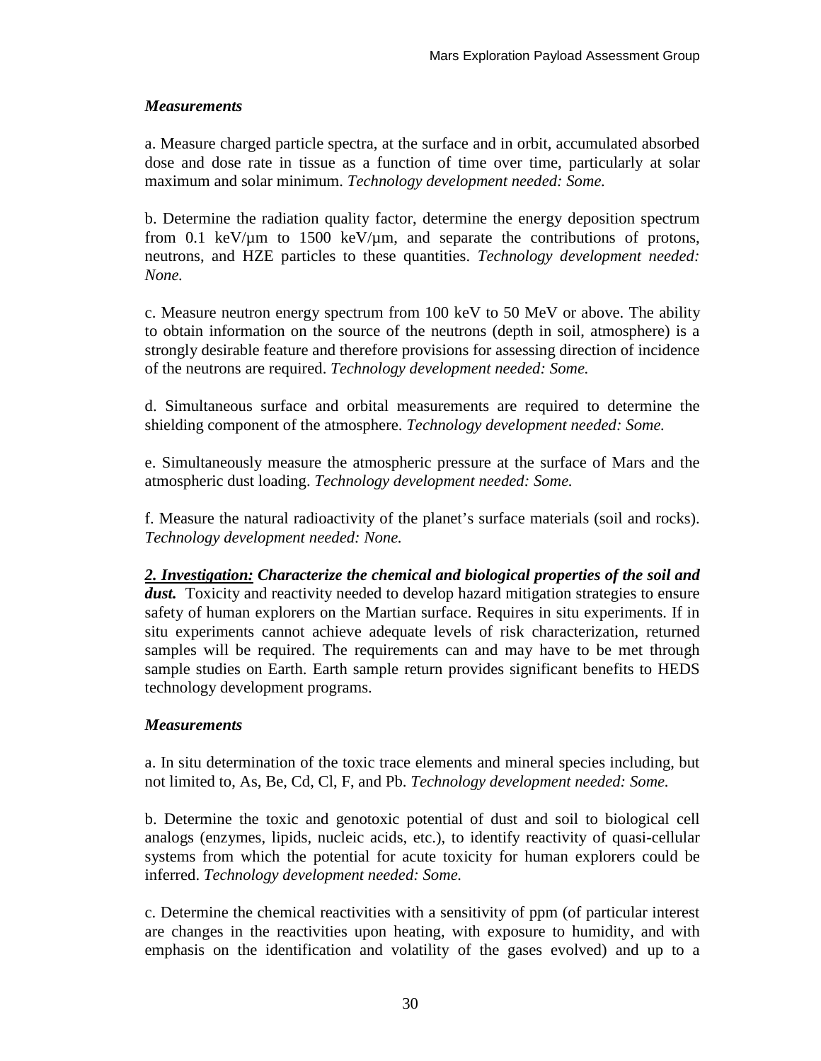***Measurements***

a. Measure charged particle spectra, at the surface and in orbit, accumulated absorbed dose and dose rate in tissue as a function of time over time, particularly at solar maximum and solar minimum. *Technology development needed: Some.*

b. Determine the radiation quality factor, determine the energy deposition spectrum from 0.1 keV/µm to 1500 keV/µm, and separate the contributions of protons, neutrons, and HZE particles to these quantities. *Technology development needed: None.*

c. Measure neutron energy spectrum from 100 keV to 50 MeV or above. The ability to obtain information on the source of the neutrons (depth in soil, atmosphere) is a strongly desirable feature and therefore provisions for assessing direction of incidence of the neutrons are required. *Technology development needed: Some.*

d. Simultaneous surface and orbital measurements are required to determine the shielding component of the atmosphere. *Technology development needed: Some.*

e. Simultaneously measure the atmospheric pressure at the surface of Mars and the atmospheric dust loading. *Technology development needed: Some.*

f. Measure the natural radioactivity of the planet's surface materials (soil and rocks). *Technology development needed: None.*

***2. Investigation:* Characterize the chemical and biological properties of the soil and dust.** Toxicity and reactivity needed to develop hazard mitigation strategies to ensure safety of human explorers on the Martian surface. Requires in situ experiments. If in situ experiments cannot achieve adequate levels of risk characterization, returned samples will be required. The requirements can and may have to be met through sample studies on Earth. Earth sample return provides significant benefits to HEDS technology development programs.

***Measurements***

a. In situ determination of the toxic trace elements and mineral species including, but not limited to, As, Be, Cd, Cl, F, and Pb. *Technology development needed: Some.*

b. Determine the toxic and genotoxic potential of dust and soil to biological cell analogs (enzymes, lipids, nucleic acids, etc.), to identify reactivity of quasi-cellular systems from which the potential for acute toxicity for human explorers could be inferred. *Technology development needed: Some.*

c. Determine the chemical reactivities with a sensitivity of ppm (of particular interest are changes in the reactivities upon heating, with exposure to humidity, and with emphasis on the identification and volatility of the gases evolved) and up to a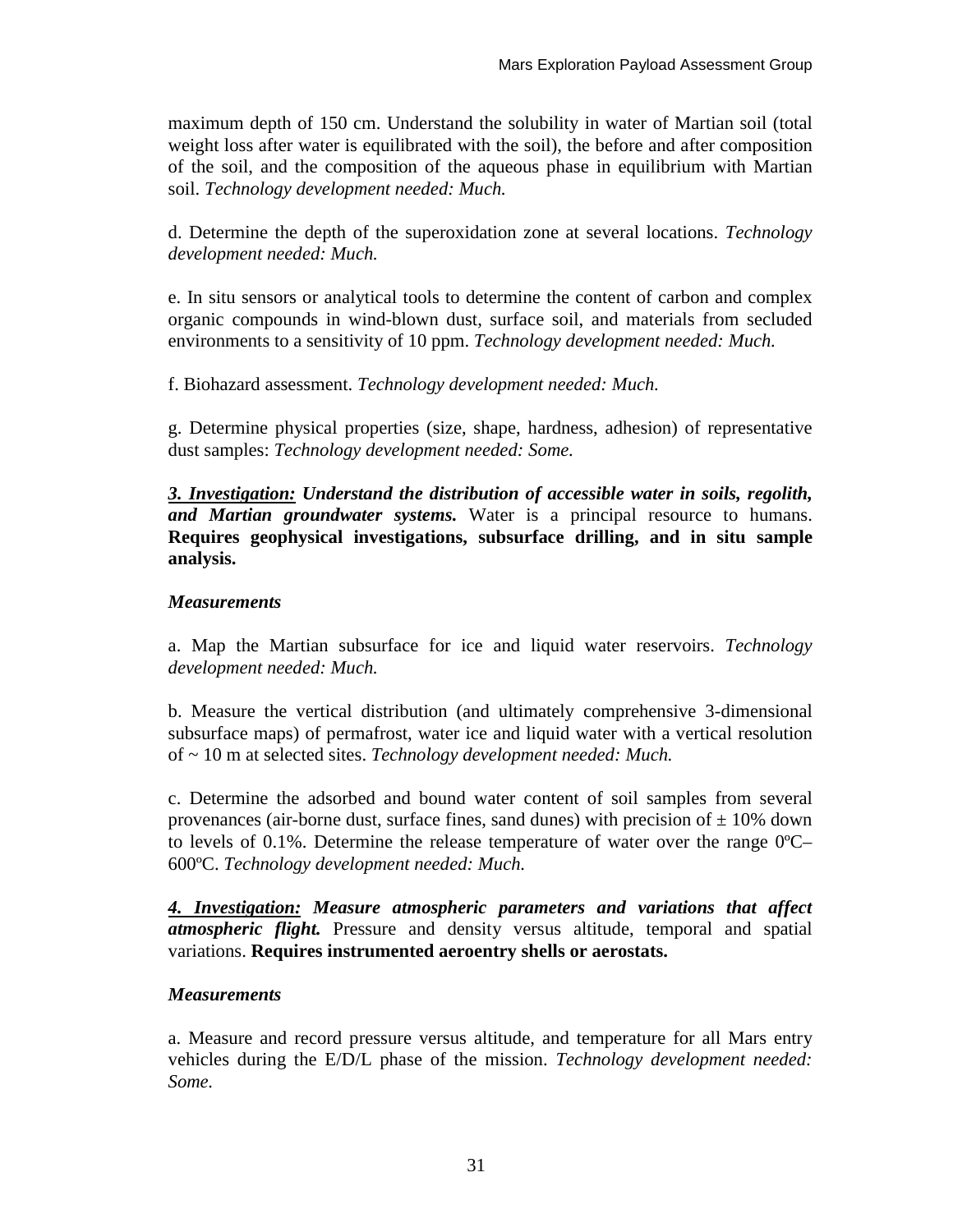maximum depth of 150 cm. Understand the solubility in water of Martian soil (total weight loss after water is equilibrated with the soil), the before and after composition of the soil, and the composition of the aqueous phase in equilibrium with Martian soil. *Technology development needed: Much.*

d. Determine the depth of the superoxidation zone at several locations. *Technology development needed: Much.*

e. In situ sensors or analytical tools to determine the content of carbon and complex organic compounds in wind-blown dust, surface soil, and materials from secluded environments to a sensitivity of 10 ppm. *Technology development needed: Much.*

f. Biohazard assessment. *Technology development needed: Much.*

g. Determine physical properties (size, shape, hardness, adhesion) of representative dust samples: *Technology development needed: Some.*

***3. Investigation:* Understand the distribution of accessible water in soils, regolith, and Martian groundwater systems.** Water is a principal resource to humans. **Requires geophysical investigations, subsurface drilling, and in situ sample analysis.**

***Measurements***

a. Map the Martian subsurface for ice and liquid water reservoirs. *Technology development needed: Much.*

b. Measure the vertical distribution (and ultimately comprehensive 3-dimensional subsurface maps) of permafrost, water ice and liquid water with a vertical resolution of ~ 10 m at selected sites. *Technology development needed: Much.*

c. Determine the adsorbed and bound water content of soil samples from several provenances (air-borne dust, surface fines, sand dunes) with precision of ± 10% down to levels of 0.1%. Determine the release temperature of water over the range 0ºC–600ºC. *Technology development needed: Much.*

***4. Investigation:* Measure atmospheric parameters and variations that affect atmospheric flight.** Pressure and density versus altitude, temporal and spatial variations. **Requires instrumented aeroentry shells or aerostats.**

***Measurements***

a. Measure and record pressure versus altitude, and temperature for all Mars entry vehicles during the E/D/L phase of the mission. *Technology development needed: Some.*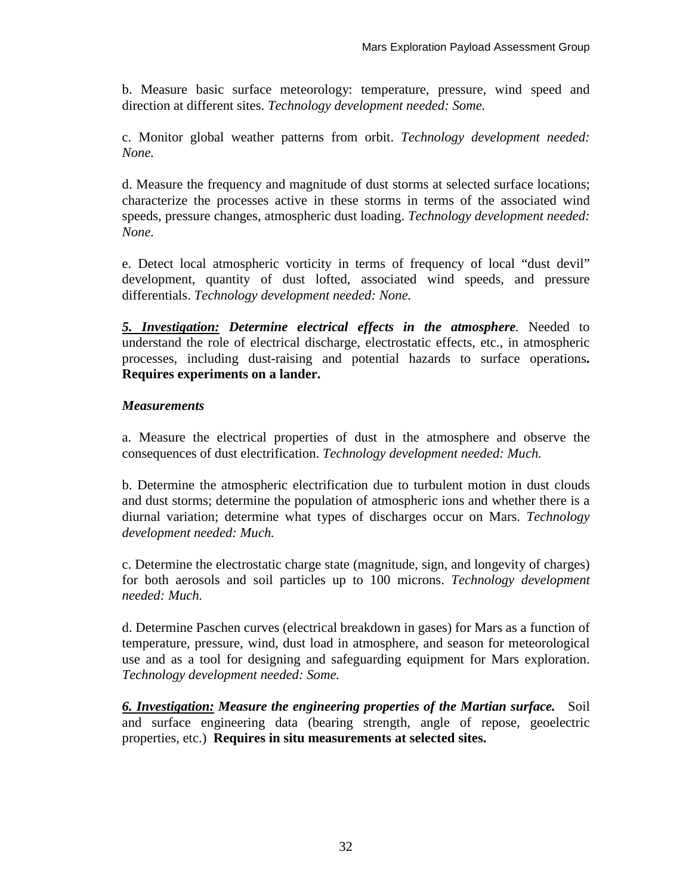b. Measure basic surface meteorology: temperature, pressure, wind speed and direction at different sites. *Technology development needed: Some.*

c. Monitor global weather patterns from orbit. *Technology development needed: None.*

d. Measure the frequency and magnitude of dust storms at selected surface locations; characterize the processes active in these storms in terms of the associated wind speeds, pressure changes, atmospheric dust loading. *Technology development needed: None.*

e. Detect local atmospheric vorticity in terms of frequency of local "dust devil" development, quantity of dust lofted, associated wind speeds, and pressure differentials. *Technology development needed: None.*

***5. Investigation:*** ***Determine electrical effects in the atmosphere****.* Needed to understand the role of electrical discharge, electrostatic effects, etc., in atmospheric processes, including dust-raising and potential hazards to surface operations**. Requires experiments on a lander.**

***Measurements***

a. Measure the electrical properties of dust in the atmosphere and observe the consequences of dust electrification. *Technology development needed: Much.*

b. Determine the atmospheric electrification due to turbulent motion in dust clouds and dust storms; determine the population of atmospheric ions and whether there is a diurnal variation; determine what types of discharges occur on Mars. *Technology development needed: Much.*

c. Determine the electrostatic charge state (magnitude, sign, and longevity of charges) for both aerosols and soil particles up to 100 microns. *Technology development needed: Much.*

d. Determine Paschen curves (electrical breakdown in gases) for Mars as a function of temperature, pressure, wind, dust load in atmosphere, and season for meteorological use and as a tool for designing and safeguarding equipment for Mars exploration. *Technology development needed: Some.*

***6. Investigation:*** ***Measure the engineering properties of the Martian surface.*** Soil and surface engineering data (bearing strength, angle of repose, geoelectric properties, etc.) **Requires in situ measurements at selected sites.**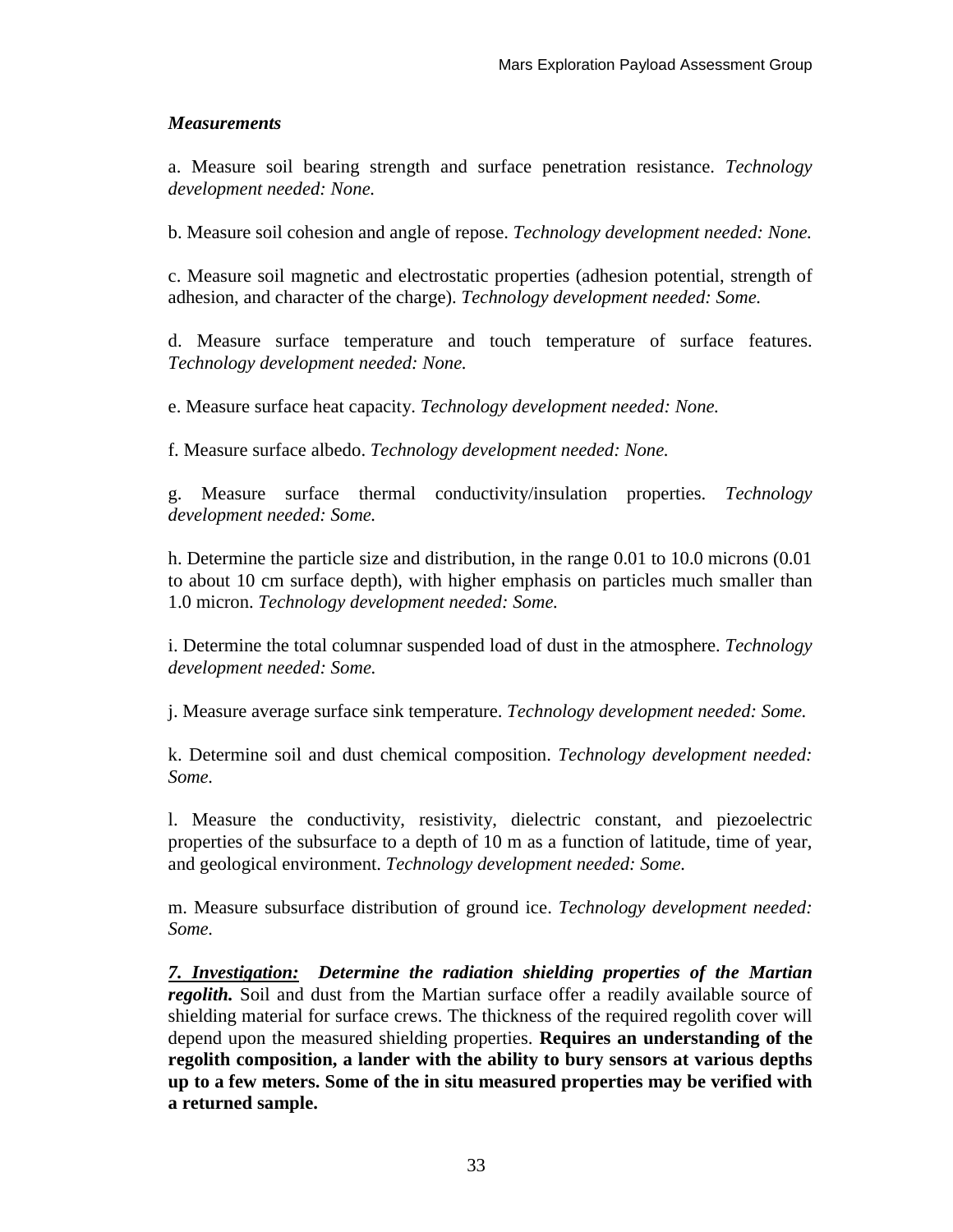*Measurements*

a. Measure soil bearing strength and surface penetration resistance. *Technology development needed: None.*

b. Measure soil cohesion and angle of repose. *Technology development needed: None.*

c. Measure soil magnetic and electrostatic properties (adhesion potential, strength of adhesion, and character of the charge). *Technology development needed: Some.*

d. Measure surface temperature and touch temperature of surface features. *Technology development needed: None.*

e. Measure surface heat capacity. *Technology development needed: None.*

f. Measure surface albedo. *Technology development needed: None.*

g. Measure surface thermal conductivity/insulation properties. *Technology development needed: Some.*

h. Determine the particle size and distribution, in the range 0.01 to 10.0 microns (0.01 to about 10 cm surface depth), with higher emphasis on particles much smaller than 1.0 micron. *Technology development needed: Some.*

i. Determine the total columnar suspended load of dust in the atmosphere. *Technology development needed: Some.*

j. Measure average surface sink temperature. *Technology development needed: Some.*

k. Determine soil and dust chemical composition. *Technology development needed: Some.*

l. Measure the conductivity, resistivity, dielectric constant, and piezoelectric properties of the subsurface to a depth of 10 m as a function of latitude, time of year, and geological environment. *Technology development needed: Some.*

m. Measure subsurface distribution of ground ice. *Technology development needed: Some.*

***7. Investigation:*** ***Determine the radiation shielding properties of the Martian regolith.*** Soil and dust from the Martian surface offer a readily available source of shielding material for surface crews. The thickness of the required regolith cover will depend upon the measured shielding properties. **Requires an understanding of the regolith composition, a lander with the ability to bury sensors at various depths up to a few meters. Some of the in situ measured properties may be verified with a returned sample.**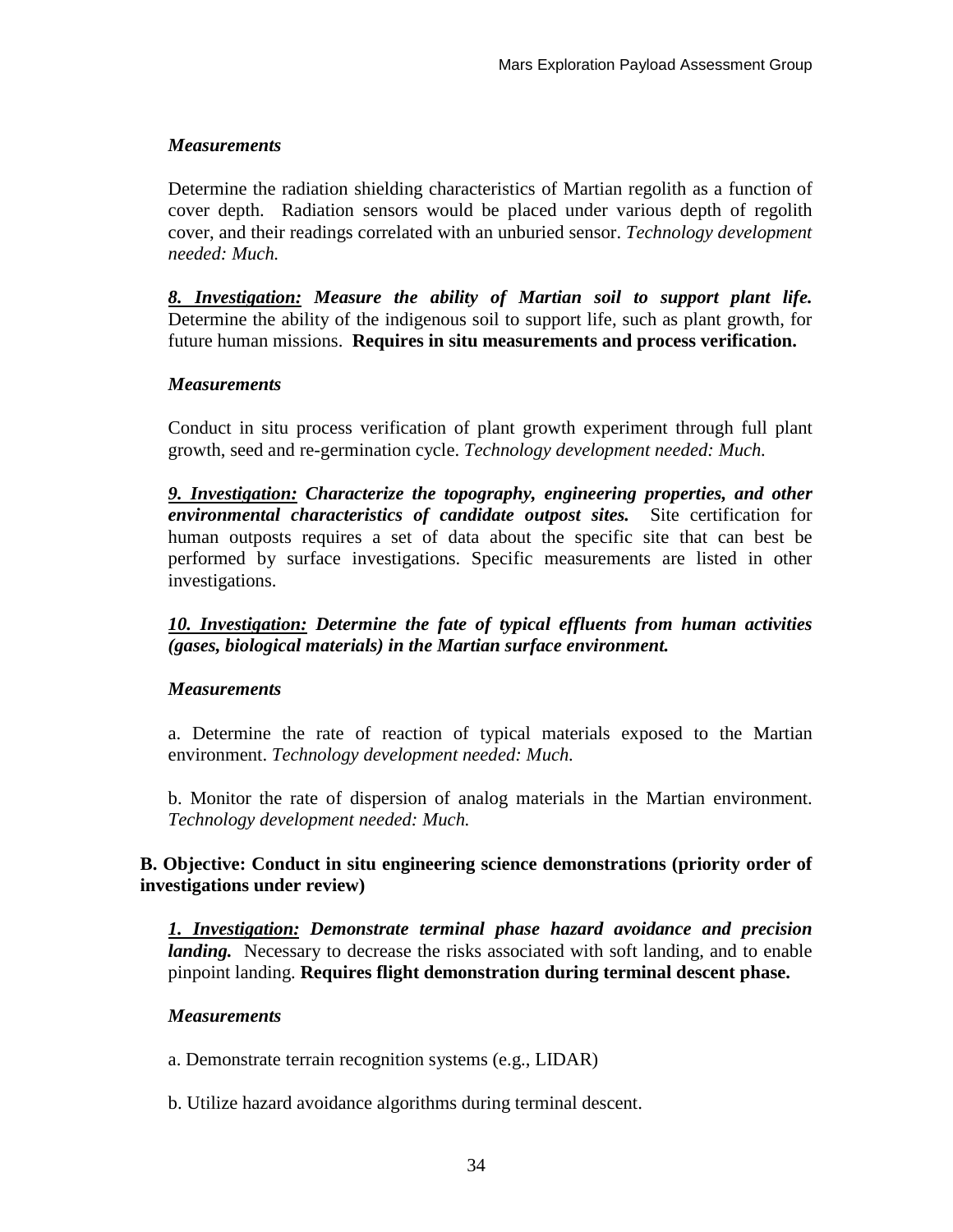*Measurements*

Determine the radiation shielding characteristics of Martian regolith as a function of cover depth. Radiation sensors would be placed under various depth of regolith cover, and their readings correlated with an unburied sensor. *Technology development needed: Much.*

***8. Investigation:*** ***Measure the ability of Martian soil to support plant life.*** Determine the ability of the indigenous soil to support life, such as plant growth, for future human missions. **Requires in situ measurements and process verification.**

*Measurements*

Conduct in situ process verification of plant growth experiment through full plant growth, seed and re-germination cycle. *Technology development needed: Much.*

***9. Investigation:*** ***Characterize the topography, engineering properties, and other environmental characteristics of candidate outpost sites.*** Site certification for human outposts requires a set of data about the specific site that can best be performed by surface investigations. Specific measurements are listed in other investigations.

***10. Investigation:*** ***Determine the fate of typical effluents from human activities (gases, biological materials) in the Martian surface environment.***

*Measurements*

a. Determine the rate of reaction of typical materials exposed to the Martian environment. *Technology development needed: Much.*

b. Monitor the rate of dispersion of analog materials in the Martian environment. *Technology development needed: Much.*

**B. Objective: Conduct in situ engineering science demonstrations (priority order of investigations under review)**

***1. Investigation:*** ***Demonstrate terminal phase hazard avoidance and precision landing.*** Necessary to decrease the risks associated with soft landing, and to enable pinpoint landing. **Requires flight demonstration during terminal descent phase.**

*Measurements*

a. Demonstrate terrain recognition systems (e.g., LIDAR)

b. Utilize hazard avoidance algorithms during terminal descent.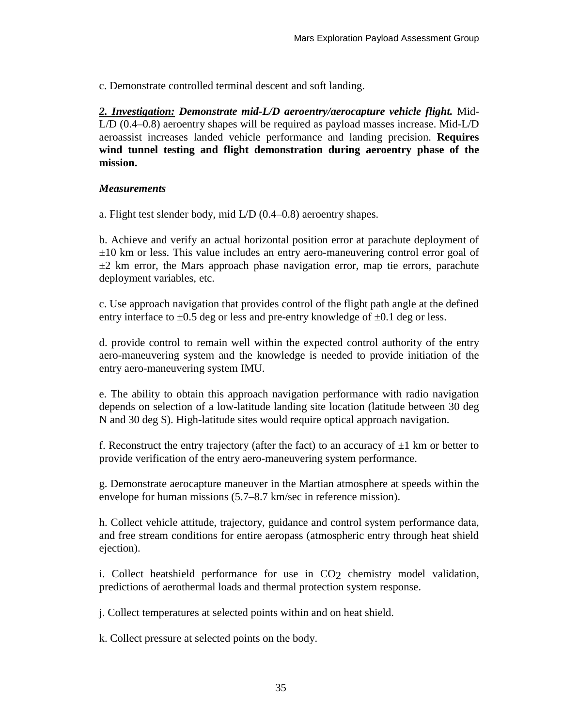c. Demonstrate controlled terminal descent and soft landing.

***2. Investigation:*** ***Demonstrate mid-L/D aeroentry/aerocapture vehicle flight.*** Mid-L/D (0.4–0.8) aeroentry shapes will be required as payload masses increase. Mid-L/D aeroassist increases landed vehicle performance and landing precision. **Requires wind tunnel testing and flight demonstration during aeroentry phase of the mission.**

***Measurements***

a. Flight test slender body, mid L/D (0.4–0.8) aeroentry shapes.

b. Achieve and verify an actual horizontal position error at parachute deployment of ±10 km or less. This value includes an entry aero-maneuvering control error goal of ±2 km error, the Mars approach phase navigation error, map tie errors, parachute deployment variables, etc.

c. Use approach navigation that provides control of the flight path angle at the defined entry interface to ±0.5 deg or less and pre-entry knowledge of ±0.1 deg or less.

d. provide control to remain well within the expected control authority of the entry aero-maneuvering system and the knowledge is needed to provide initiation of the entry aero-maneuvering system IMU.

e. The ability to obtain this approach navigation performance with radio navigation depends on selection of a low-latitude landing site location (latitude between 30 deg N and 30 deg S). High-latitude sites would require optical approach navigation.

f. Reconstruct the entry trajectory (after the fact) to an accuracy of ±1 km or better to provide verification of the entry aero-maneuvering system performance.

g. Demonstrate aerocapture maneuver in the Martian atmosphere at speeds within the envelope for human missions (5.7–8.7 km/sec in reference mission).

h. Collect vehicle attitude, trajectory, guidance and control system performance data, and free stream conditions for entire aeropass (atmospheric entry through heat shield ejection).

i. Collect heatshield performance for use in $CO_2$ chemistry model validation, predictions of aerothermal loads and thermal protection system response.

j. Collect temperatures at selected points within and on heat shield.

k. Collect pressure at selected points on the body.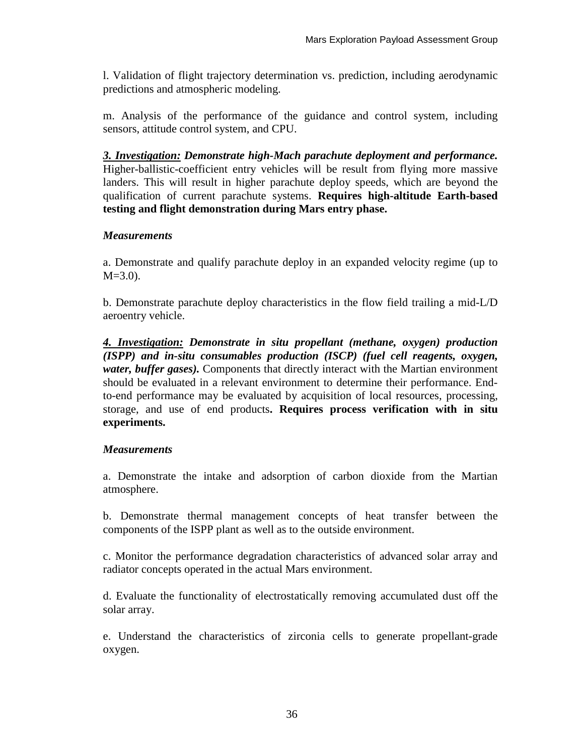l. Validation of flight trajectory determination vs. prediction, including aerodynamic predictions and atmospheric modeling.

m. Analysis of the performance of the guidance and control system, including sensors, attitude control system, and CPU.

***<u>3. Investigation:</u> Demonstrate high-Mach parachute deployment and performance.*** Higher-ballistic-coefficient entry vehicles will be result from flying more massive landers. This will result in higher parachute deploy speeds, which are beyond the qualification of current parachute systems. **Requires high-altitude Earth-based testing and flight demonstration during Mars entry phase.**

***Measurements***

a. Demonstrate and qualify parachute deploy in an expanded velocity regime (up to M=3.0).

b. Demonstrate parachute deploy characteristics in the flow field trailing a mid-L/D aeroentry vehicle.

***<u>4. Investigation:</u> Demonstrate in situ propellant (methane, oxygen) production (ISPP) and in-situ consumables production (ISCP) (fuel cell reagents, oxygen, water, buffer gases).*** Components that directly interact with the Martian environment should be evaluated in a relevant environment to determine their performance. End-to-end performance may be evaluated by acquisition of local resources, processing, storage, and use of end products**. Requires process verification with in situ experiments.**

***Measurements***

a. Demonstrate the intake and adsorption of carbon dioxide from the Martian atmosphere.

b. Demonstrate thermal management concepts of heat transfer between the components of the ISPP plant as well as to the outside environment.

c. Monitor the performance degradation characteristics of advanced solar array and radiator concepts operated in the actual Mars environment.

d. Evaluate the functionality of electrostatically removing accumulated dust off the solar array.

e. Understand the characteristics of zirconia cells to generate propellant-grade oxygen.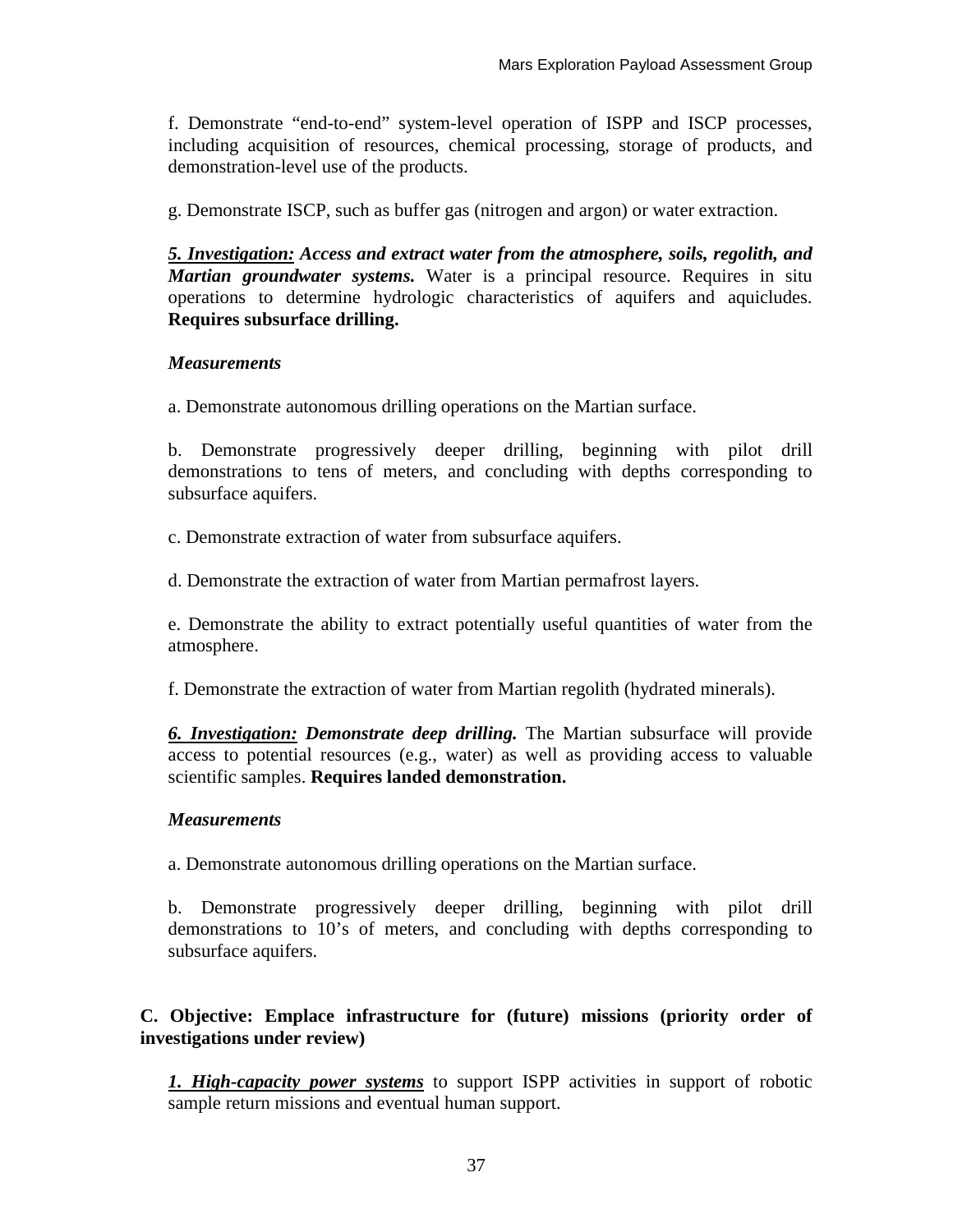f. Demonstrate "end-to-end" system-level operation of ISPP and ISCP processes, including acquisition of resources, chemical processing, storage of products, and demonstration-level use of the products.

g. Demonstrate ISCP, such as buffer gas (nitrogen and argon) or water extraction.

***5. Investigation:* Access and extract water from the atmosphere, soils, regolith, and Martian groundwater systems.** Water is a principal resource. Requires in situ operations to determine hydrologic characteristics of aquifers and aquicludes. **Requires subsurface drilling.**

*Measurements*

a. Demonstrate autonomous drilling operations on the Martian surface.

b. Demonstrate progressively deeper drilling, beginning with pilot drill demonstrations to tens of meters, and concluding with depths corresponding to subsurface aquifers.

c. Demonstrate extraction of water from subsurface aquifers.

d. Demonstrate the extraction of water from Martian permafrost layers.

e. Demonstrate the ability to extract potentially useful quantities of water from the atmosphere.

f. Demonstrate the extraction of water from Martian regolith (hydrated minerals).

***6. Investigation:* Demonstrate deep drilling.** The Martian subsurface will provide access to potential resources (e.g., water) as well as providing access to valuable scientific samples. **Requires landed demonstration.**

*Measurements*

a. Demonstrate autonomous drilling operations on the Martian surface.

b. Demonstrate progressively deeper drilling, beginning with pilot drill demonstrations to 10's of meters, and concluding with depths corresponding to subsurface aquifers.

**C. Objective: Emplace infrastructure for (future) missions (priority order of investigations under review)**

***1. High-capacity power systems*** to support ISPP activities in support of robotic sample return missions and eventual human support.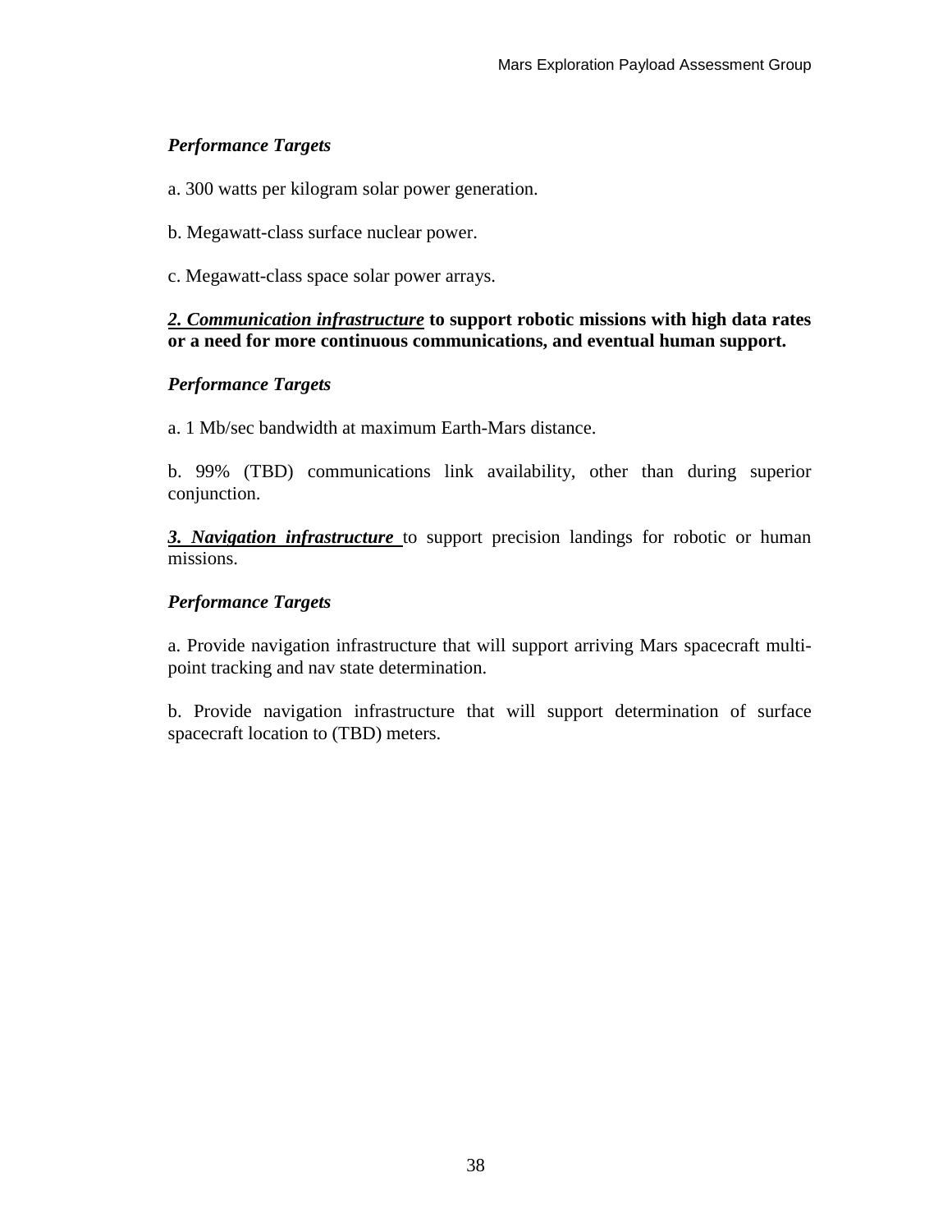***Performance Targets***

a. 300 watts per kilogram solar power generation.

b. Megawatt-class surface nuclear power.

c. Megawatt-class space solar power arrays.

***2. Communication infrastructure* to support robotic missions with high data rates or a need for more continuous communications, and eventual human support.**

***Performance Targets***

a. 1 Mb/sec bandwidth at maximum Earth-Mars distance.

b. 99% (TBD) communications link availability, other than during superior conjunction.

***3. Navigation infrastructure*** to support precision landings for robotic or human missions.

***Performance Targets***

a. Provide navigation infrastructure that will support arriving Mars spacecraft multi-point tracking and nav state determination.

b. Provide navigation infrastructure that will support determination of surface spacecraft location to (TBD) meters.